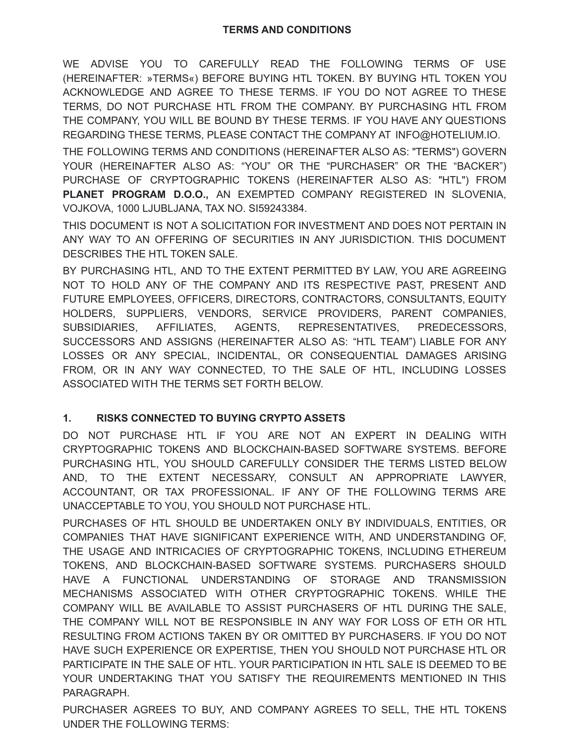# TERMS AND CONDITIONS

WE ADVISE YOU TO CAREFULLY READ THE FOLLOWING TERMS OF USE (HEREINAFTER: »TERMS«) BEFORE BUYING HTL TOKEN. BY BUYING HTL TOKEN YOU ACKNOWLEDGE AND AGREE TO THESE TERMS. IF YOU DO NOT AGREE TO THESE TERMS, DO NOT PURCHASE HTL FROM THE COMPANY. BY PURCHASING HTL FROM THE COMPANY, YOU WILL BE BOUND BY THESE TERMS. IF YOU HAVE ANY QUESTIONS REGARDING THESE TERMS, PLEASE CONTACT THE COMPANY AT INFO@HOTELIUM.IO.

THE FOLLOWING TERMS AND CONDITIONS (HEREINAFTER ALSO AS: "TERMS") GOVERN YOUR (HEREINAFTER ALSO AS: “YOU” OR THE “PURCHASER” OR THE “BACKER”) PURCHASE OF CRYPTOGRAPHIC TOKENS (HEREINAFTER ALSO AS: "HTL") FROM **PLANET PROGRAM D.O.O.,** AN EXEMPTED COMPANY REGISTERED IN SLOVENIA, VOJKOVA, 1000 LJUBLJANA, TAX NO. SI59243384.

THIS DOCUMENT IS NOT A SOLICITATION FOR INVESTMENT AND DOES NOT PERTAIN IN ANY WAY TO AN OFFERING OF SECURITIES IN ANY JURISDICTION. THIS DOCUMENT DESCRIBES THE HTL TOKEN SALE.

BY PURCHASING HTL, AND TO THE EXTENT PERMITTED BY LAW, YOU ARE AGREEING NOT TO HOLD ANY OF THE COMPANY AND ITS RESPECTIVE PAST, PRESENT AND FUTURE EMPLOYEES, OFFICERS, DIRECTORS, CONTRACTORS, CONSULTANTS, EQUITY HOLDERS, SUPPLIERS, VENDORS, SERVICE PROVIDERS, PARENT COMPANIES, SUBSIDIARIES, AFFILIATES, AGENTS, REPRESENTATIVES, PREDECESSORS, SUCCESSORS AND ASSIGNS (HEREINAFTER ALSO AS: “HTL TEAM”) LIABLE FOR ANY LOSSES OR ANY SPECIAL, INCIDENTAL, OR CONSEQUENTIAL DAMAGES ARISING FROM, OR IN ANY WAY CONNECTED, TO THE SALE OF HTL, INCLUDING LOSSES ASSOCIATED WITH THE TERMS SET FORTH BELOW.

## 1. RISKS CONNECTED TO BUYING CRYPTO ASSETS

DO NOT PURCHASE HTL IF YOU ARE NOT AN EXPERT IN DEALING WITH CRYPTOGRAPHIC TOKENS AND BLOCKCHAIN-BASED SOFTWARE SYSTEMS. BEFORE PURCHASING HTL, YOU SHOULD CAREFULLY CONSIDER THE TERMS LISTED BELOW AND, TO THE EXTENT NECESSARY, CONSULT AN APPROPRIATE LAWYER, ACCOUNTANT, OR TAX PROFESSIONAL. IF ANY OF THE FOLLOWING TERMS ARE UNACCEPTABLE TO YOU, YOU SHOULD NOT PURCHASE HTL.

PURCHASES OF HTL SHOULD BE UNDERTAKEN ONLY BY INDIVIDUALS, ENTITIES, OR COMPANIES THAT HAVE SIGNIFICANT EXPERIENCE WITH, AND UNDERSTANDING OF, THE USAGE AND INTRICACIES OF CRYPTOGRAPHIC TOKENS, INCLUDING ETHEREUM TOKENS, AND BLOCKCHAIN-BASED SOFTWARE SYSTEMS. PURCHASERS SHOULD HAVE A FUNCTIONAL UNDERSTANDING OF STORAGE AND TRANSMISSION MECHANISMS ASSOCIATED WITH OTHER CRYPTOGRAPHIC TOKENS. WHILE THE COMPANY WILL BE AVAILABLE TO ASSIST PURCHASERS OF HTL DURING THE SALE, THE COMPANY WILL NOT BE RESPONSIBLE IN ANY WAY FOR LOSS OF ETH OR HTL RESULTING FROM ACTIONS TAKEN BY OR OMITTED BY PURCHASERS. IF YOU DO NOT HAVE SUCH EXPERIENCE OR EXPERTISE, THEN YOU SHOULD NOT PURCHASE HTL OR PARTICIPATE IN THE SALE OF HTL. YOUR PARTICIPATION IN HTL SALE IS DEEMED TO BE YOUR UNDERTAKING THAT YOU SATISFY THE REQUIREMENTS MENTIONED IN THIS PARAGRAPH.

PURCHASER AGREES TO BUY, AND COMPANY AGREES TO SELL, THE HTL TOKENS UNDER THE FOLLOWING TERMS: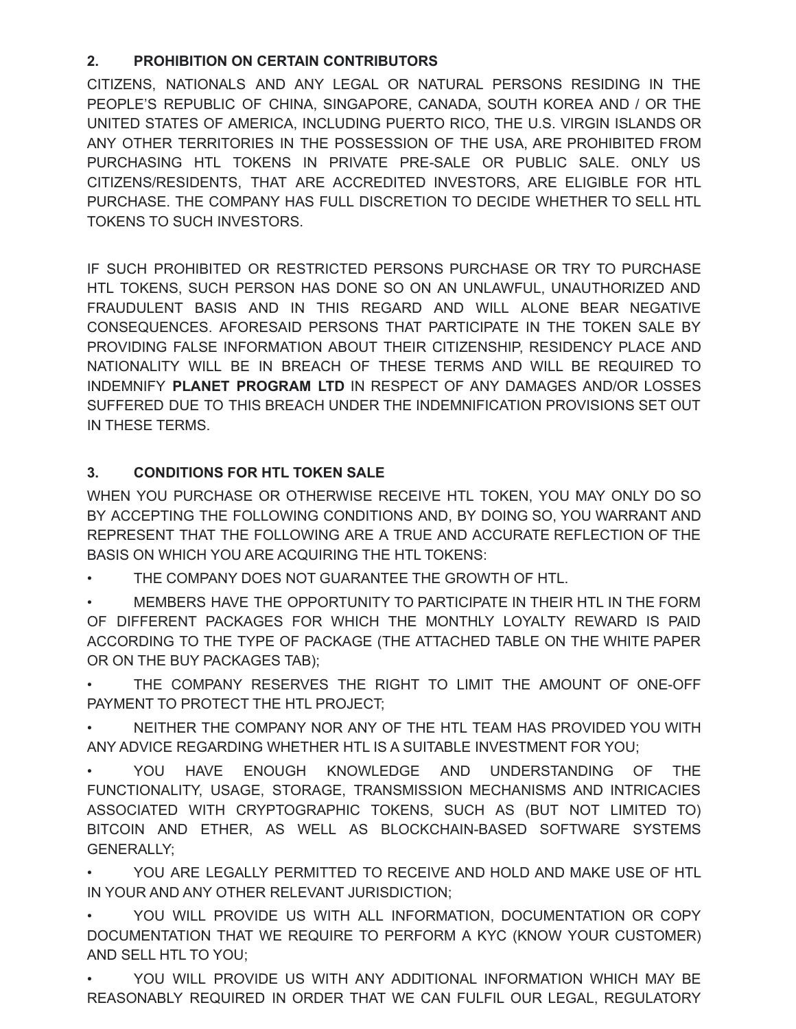## 2. PROHIBITION ON CERTAIN CONTRIBUTORS

CITIZENS, NATIONALS AND ANY LEGAL OR NATURAL PERSONS RESIDING IN THE PEOPLE'S REPUBLIC OF CHINA, SINGAPORE, CANADA, SOUTH KOREA AND / OR THE UNITED STATES OF AMERICA, INCLUDING PUERTO RICO, THE U.S. VIRGIN ISLANDS OR ANY OTHER TERRITORIES IN THE POSSESSION OF THE USA, ARE PROHIBITED FROM PURCHASING HTL TOKENS IN PRIVATE PRE-SALE OR PUBLIC SALE. ONLY US CITIZENS/RESIDENTS, THAT ARE ACCREDITED INVESTORS, ARE ELIGIBLE FOR HTL PURCHASE. THE COMPANY HAS FULL DISCRETION TO DECIDE WHETHER TO SELL HTL TOKENS TO SUCH INVESTORS.

IF SUCH PROHIBITED OR RESTRICTED PERSONS PURCHASE OR TRY TO PURCHASE HTL TOKENS, SUCH PERSON HAS DONE SO ON AN UNLAWFUL, UNAUTHORIZED AND FRAUDULENT BASIS AND IN THIS REGARD AND WILL ALONE BEAR NEGATIVE CONSEQUENCES. AFORESAID PERSONS THAT PARTICIPATE IN THE TOKEN SALE BY PROVIDING FALSE INFORMATION ABOUT THEIR CITIZENSHIP, RESIDENCY PLACE AND NATIONALITY WILL BE IN BREACH OF THESE TERMS AND WILL BE REQUIRED TO INDEMNIFY **PLANET PROGRAM LTD** IN RESPECT OF ANY DAMAGES AND/OR LOSSES SUFFERED DUE TO THIS BREACH UNDER THE INDEMNIFICATION PROVISIONS SET OUT IN THESE TERMS.

## 3. CONDITIONS FOR HTL TOKEN SALE

WHEN YOU PURCHASE OR OTHERWISE RECEIVE HTL TOKEN, YOU MAY ONLY DO SO BY ACCEPTING THE FOLLOWING CONDITIONS AND, BY DOING SO, YOU WARRANT AND REPRESENT THAT THE FOLLOWING ARE A TRUE AND ACCURATE REFLECTION OF THE BASIS ON WHICH YOU ARE ACQUIRING THE HTL TOKENS:

- THE COMPANY DOES NOT GUARANTEE THE GROWTH OF HTL.
- MEMBERS HAVE THE OPPORTUNITY TO PARTICIPATE IN THEIR HTL IN THE FORM OF DIFFERENT PACKAGES FOR WHICH THE MONTHLY LOYALTY REWARD IS PAID ACCORDING TO THE TYPE OF PACKAGE (THE ATTACHED TABLE ON THE WHITE PAPER OR ON THE BUY PACKAGES TAB);
- THE COMPANY RESERVES THE RIGHT TO LIMIT THE AMOUNT OF ONE-OFF PAYMENT TO PROTECT THE HTL PROJECT;
- NEITHER THE COMPANY NOR ANY OF THE HTL TEAM HAS PROVIDED YOU WITH ANY ADVICE REGARDING WHETHER HTL IS A SUITABLE INVESTMENT FOR YOU;
- YOU HAVE ENOUGH KNOWLEDGE AND UNDERSTANDING OF THE FUNCTIONALITY, USAGE, STORAGE, TRANSMISSION MECHANISMS AND INTRICACIES ASSOCIATED WITH CRYPTOGRAPHIC TOKENS, SUCH AS (BUT NOT LIMITED TO) BITCOIN AND ETHER, AS WELL AS BLOCKCHAIN-BASED SOFTWARE SYSTEMS GENERALLY;
- YOU ARE LEGALLY PERMITTED TO RECEIVE AND HOLD AND MAKE USE OF HTL IN YOUR AND ANY OTHER RELEVANT JURISDICTION;
- YOU WILL PROVIDE US WITH ALL INFORMATION, DOCUMENTATION OR COPY DOCUMENTATION THAT WE REQUIRE TO PERFORM A KYC (KNOW YOUR CUSTOMER) AND SELL HTL TO YOU;
- YOU WILL PROVIDE US WITH ANY ADDITIONAL INFORMATION WHICH MAY BE REASONABLY REQUIRED IN ORDER THAT WE CAN FULFIL OUR LEGAL, REGULATORY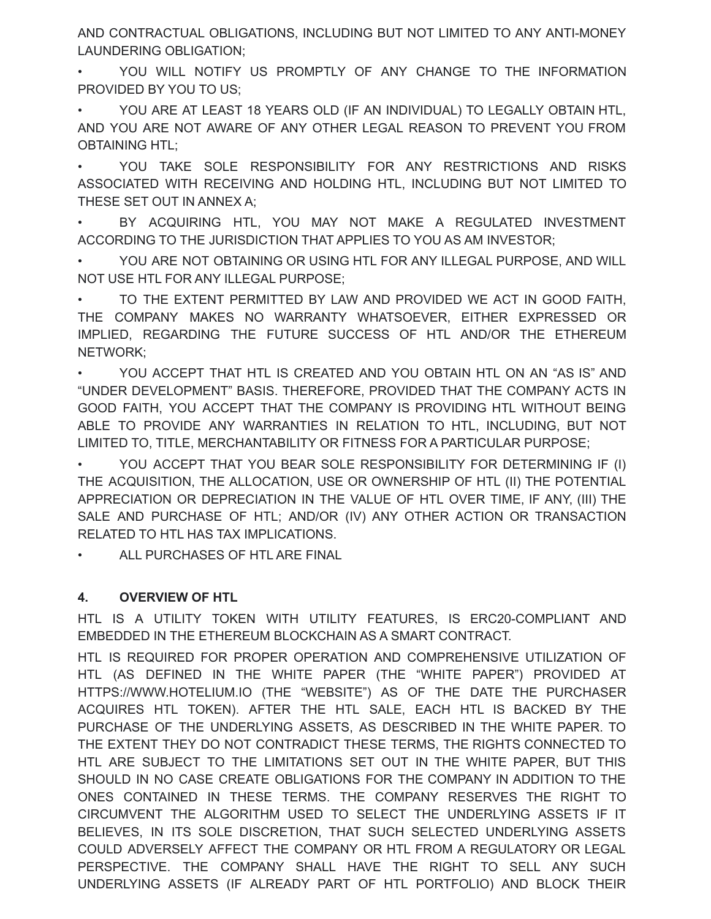AND CONTRACTUAL OBLIGATIONS, INCLUDING BUT NOT LIMITED TO ANY ANTI-MONEY LAUNDERING OBLIGATION;

- YOU WILL NOTIFY US PROMPTLY OF ANY CHANGE TO THE INFORMATION PROVIDED BY YOU TO US;
- YOU ARE AT LEAST 18 YEARS OLD (IF AN INDIVIDUAL) TO LEGALLY OBTAIN HTL, AND YOU ARE NOT AWARE OF ANY OTHER LEGAL REASON TO PREVENT YOU FROM OBTAINING HTL;
- YOU TAKE SOLE RESPONSIBILITY FOR ANY RESTRICTIONS AND RISKS ASSOCIATED WITH RECEIVING AND HOLDING HTL, INCLUDING BUT NOT LIMITED TO THESE SET OUT IN ANNEX A;
- BY ACQUIRING HTL, YOU MAY NOT MAKE A REGULATED INVESTMENT ACCORDING TO THE JURISDICTION THAT APPLIES TO YOU AS AM INVESTOR;
- YOU ARE NOT OBTAINING OR USING HTL FOR ANY ILLEGAL PURPOSE, AND WILL NOT USE HTL FOR ANY ILLEGAL PURPOSE;
- TO THE EXTENT PERMITTED BY LAW AND PROVIDED WE ACT IN GOOD FAITH, THE COMPANY MAKES NO WARRANTY WHATSOEVER, EITHER EXPRESSED OR IMPLIED, REGARDING THE FUTURE SUCCESS OF HTL AND/OR THE ETHEREUM NETWORK;
- YOU ACCEPT THAT HTL IS CREATED AND YOU OBTAIN HTL ON AN "AS IS" AND "UNDER DEVELOPMENT" BASIS. THEREFORE, PROVIDED THAT THE COMPANY ACTS IN GOOD FAITH, YOU ACCEPT THAT THE COMPANY IS PROVIDING HTL WITHOUT BEING ABLE TO PROVIDE ANY WARRANTIES IN RELATION TO HTL, INCLUDING, BUT NOT LIMITED TO, TITLE, MERCHANTABILITY OR FITNESS FOR A PARTICULAR PURPOSE;
- YOU ACCEPT THAT YOU BEAR SOLE RESPONSIBILITY FOR DETERMINING IF (I) THE ACQUISITION, THE ALLOCATION, USE OR OWNERSHIP OF HTL (II) THE POTENTIAL APPRECIATION OR DEPRECIATION IN THE VALUE OF HTL OVER TIME, IF ANY, (III) THE SALE AND PURCHASE OF HTL; AND/OR (IV) ANY OTHER ACTION OR TRANSACTION RELATED TO HTL HAS TAX IMPLICATIONS.
- ALL PURCHASES OF HTL ARE FINAL

## 4. OVERVIEW OF HTL

HTL IS A UTILITY TOKEN WITH UTILITY FEATURES, IS ERC20-COMPLIANT AND EMBEDDED IN THE ETHEREUM BLOCKCHAIN AS A SMART CONTRACT.

HTL IS REQUIRED FOR PROPER OPERATION AND COMPREHENSIVE UTILIZATION OF HTL (AS DEFINED IN THE WHITE PAPER (THE "WHITE PAPER") PROVIDED AT HTTPS://WWW.HOTELIUM.IO (THE "WEBSITE") AS OF THE DATE THE PURCHASER ACQUIRES HTL TOKEN). AFTER THE HTL SALE, EACH HTL IS BACKED BY THE PURCHASE OF THE UNDERLYING ASSETS, AS DESCRIBED IN THE WHITE PAPER. TO THE EXTENT THEY DO NOT CONTRADICT THESE TERMS, THE RIGHTS CONNECTED TO HTL ARE SUBJECT TO THE LIMITATIONS SET OUT IN THE WHITE PAPER, BUT THIS SHOULD IN NO CASE CREATE OBLIGATIONS FOR THE COMPANY IN ADDITION TO THE ONES CONTAINED IN THESE TERMS. THE COMPANY RESERVES THE RIGHT TO CIRCUMVENT THE ALGORITHM USED TO SELECT THE UNDERLYING ASSETS IF IT BELIEVES, IN ITS SOLE DISCRETION, THAT SUCH SELECTED UNDERLYING ASSETS COULD ADVERSELY AFFECT THE COMPANY OR HTL FROM A REGULATORY OR LEGAL PERSPECTIVE. THE COMPANY SHALL HAVE THE RIGHT TO SELL ANY SUCH UNDERLYING ASSETS (IF ALREADY PART OF HTL PORTFOLIO) AND BLOCK THEIR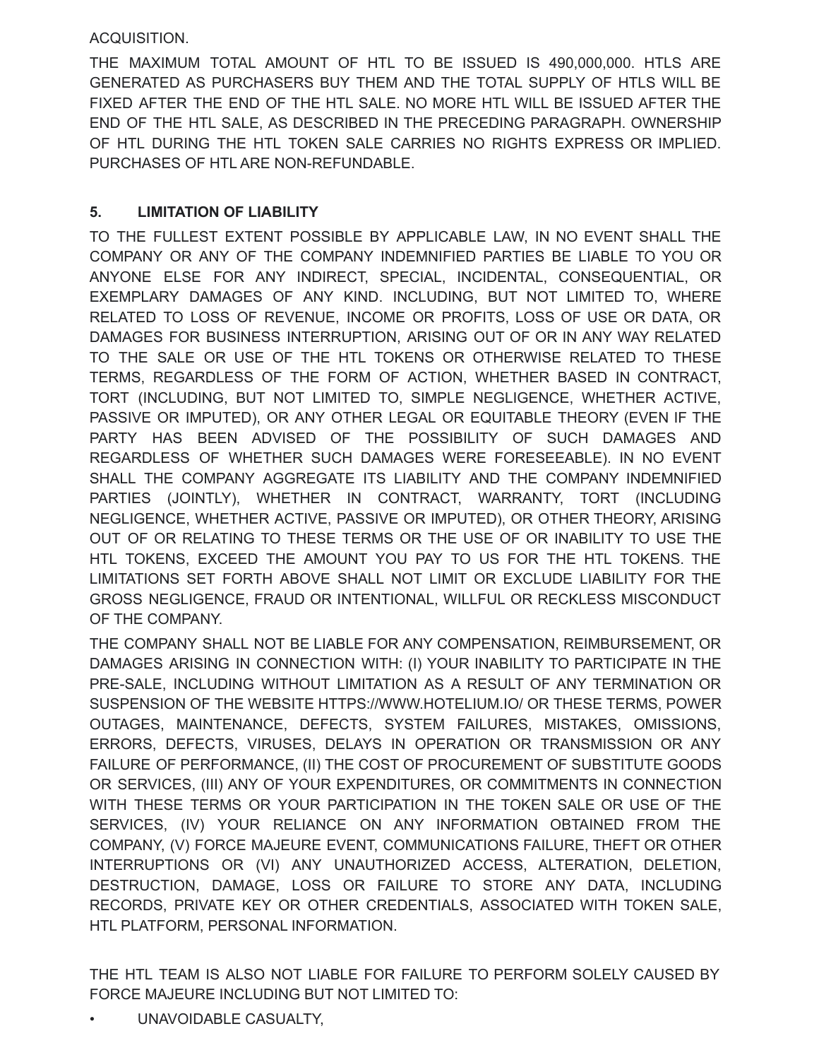ACQUISITION.

THE MAXIMUM TOTAL AMOUNT OF HTL TO BE ISSUED IS 490,000,000. HTLS ARE GENERATED AS PURCHASERS BUY THEM AND THE TOTAL SUPPLY OF HTLS WILL BE FIXED AFTER THE END OF THE HTL SALE. NO MORE HTL WILL BE ISSUED AFTER THE END OF THE HTL SALE, AS DESCRIBED IN THE PRECEDING PARAGRAPH. OWNERSHIP OF HTL DURING THE HTL TOKEN SALE CARRIES NO RIGHTS EXPRESS OR IMPLIED. PURCHASES OF HTL ARE NON-REFUNDABLE.

## 5. LIMITATION OF LIABILITY

TO THE FULLEST EXTENT POSSIBLE BY APPLICABLE LAW, IN NO EVENT SHALL THE COMPANY OR ANY OF THE COMPANY INDEMNIFIED PARTIES BE LIABLE TO YOU OR ANYONE ELSE FOR ANY INDIRECT, SPECIAL, INCIDENTAL, CONSEQUENTIAL, OR EXEMPLARY DAMAGES OF ANY KIND. INCLUDING, BUT NOT LIMITED TO, WHERE RELATED TO LOSS OF REVENUE, INCOME OR PROFITS, LOSS OF USE OR DATA, OR DAMAGES FOR BUSINESS INTERRUPTION, ARISING OUT OF OR IN ANY WAY RELATED TO THE SALE OR USE OF THE HTL TOKENS OR OTHERWISE RELATED TO THESE TERMS, REGARDLESS OF THE FORM OF ACTION, WHETHER BASED IN CONTRACT, TORT (INCLUDING, BUT NOT LIMITED TO, SIMPLE NEGLIGENCE, WHETHER ACTIVE, PASSIVE OR IMPUTED), OR ANY OTHER LEGAL OR EQUITABLE THEORY (EVEN IF THE PARTY HAS BEEN ADVISED OF THE POSSIBILITY OF SUCH DAMAGES AND REGARDLESS OF WHETHER SUCH DAMAGES WERE FORESEEABLE). IN NO EVENT SHALL THE COMPANY AGGREGATE ITS LIABILITY AND THE COMPANY INDEMNIFIED PARTIES (JOINTLY), WHETHER IN CONTRACT, WARRANTY, TORT (INCLUDING NEGLIGENCE, WHETHER ACTIVE, PASSIVE OR IMPUTED), OR OTHER THEORY, ARISING OUT OF OR RELATING TO THESE TERMS OR THE USE OF OR INABILITY TO USE THE HTL TOKENS, EXCEED THE AMOUNT YOU PAY TO US FOR THE HTL TOKENS. THE LIMITATIONS SET FORTH ABOVE SHALL NOT LIMIT OR EXCLUDE LIABILITY FOR THE GROSS NEGLIGENCE, FRAUD OR INTENTIONAL, WILLFUL OR RECKLESS MISCONDUCT OF THE COMPANY.

THE COMPANY SHALL NOT BE LIABLE FOR ANY COMPENSATION, REIMBURSEMENT, OR DAMAGES ARISING IN CONNECTION WITH: (I) YOUR INABILITY TO PARTICIPATE IN THE PRE-SALE, INCLUDING WITHOUT LIMITATION AS A RESULT OF ANY TERMINATION OR SUSPENSION OF THE WEBSITE HTTPS://WWW.HOTELIUM.IO/ OR THESE TERMS, POWER OUTAGES, MAINTENANCE, DEFECTS, SYSTEM FAILURES, MISTAKES, OMISSIONS, ERRORS, DEFECTS, VIRUSES, DELAYS IN OPERATION OR TRANSMISSION OR ANY FAILURE OF PERFORMANCE, (II) THE COST OF PROCUREMENT OF SUBSTITUTE GOODS OR SERVICES, (III) ANY OF YOUR EXPENDITURES, OR COMMITMENTS IN CONNECTION WITH THESE TERMS OR YOUR PARTICIPATION IN THE TOKEN SALE OR USE OF THE SERVICES, (IV) YOUR RELIANCE ON ANY INFORMATION OBTAINED FROM THE COMPANY, (V) FORCE MAJEURE EVENT, COMMUNICATIONS FAILURE, THEFT OR OTHER INTERRUPTIONS OR (VI) ANY UNAUTHORIZED ACCESS, ALTERATION, DELETION, DESTRUCTION, DAMAGE, LOSS OR FAILURE TO STORE ANY DATA, INCLUDING RECORDS, PRIVATE KEY OR OTHER CREDENTIALS, ASSOCIATED WITH TOKEN SALE, HTL PLATFORM, PERSONAL INFORMATION.

THE HTL TEAM IS ALSO NOT LIABLE FOR FAILURE TO PERFORM SOLELY CAUSED BY FORCE MAJEURE INCLUDING BUT NOT LIMITED TO:

- UNAVOIDABLE CASUALTY,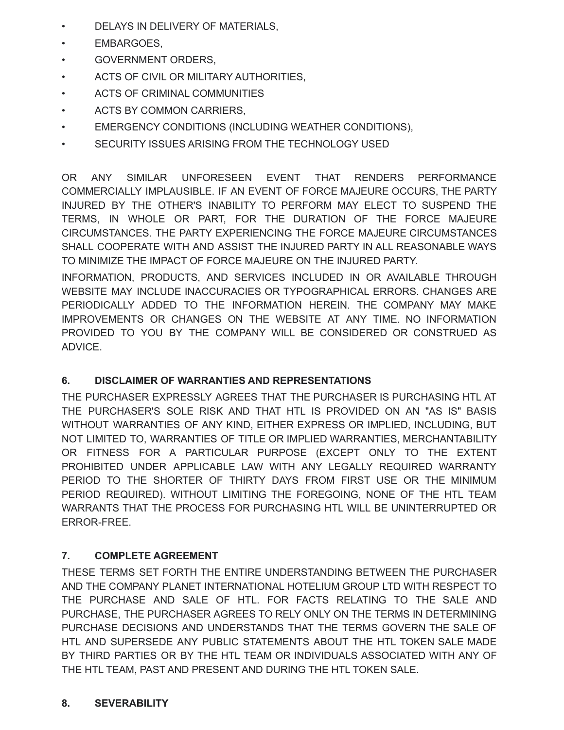- DELAYS IN DELIVERY OF MATERIALS,
- EMBARGOES,
- GOVERNMENT ORDERS,
- ACTS OF CIVIL OR MILITARY AUTHORITIES,
- ACTS OF CRIMINAL COMMUNITIES
- ACTS BY COMMON CARRIERS,
- EMERGENCY CONDITIONS (INCLUDING WEATHER CONDITIONS),
- SECURITY ISSUES ARISING FROM THE TECHNOLOGY USED

OR ANY SIMILAR UNFORESEEN EVENT THAT RENDERS PERFORMANCE COMMERCIALLY IMPLAUSIBLE. IF AN EVENT OF FORCE MAJEURE OCCURS, THE PARTY INJURED BY THE OTHER'S INABILITY TO PERFORM MAY ELECT TO SUSPEND THE TERMS, IN WHOLE OR PART, FOR THE DURATION OF THE FORCE MAJEURE CIRCUMSTANCES. THE PARTY EXPERIENCING THE FORCE MAJEURE CIRCUMSTANCES SHALL COOPERATE WITH AND ASSIST THE INJURED PARTY IN ALL REASONABLE WAYS TO MINIMIZE THE IMPACT OF FORCE MAJEURE ON THE INJURED PARTY.

INFORMATION, PRODUCTS, AND SERVICES INCLUDED IN OR AVAILABLE THROUGH WEBSITE MAY INCLUDE INACCURACIES OR TYPOGRAPHICAL ERRORS. CHANGES ARE PERIODICALLY ADDED TO THE INFORMATION HEREIN. THE COMPANY MAY MAKE IMPROVEMENTS OR CHANGES ON THE WEBSITE AT ANY TIME. NO INFORMATION PROVIDED TO YOU BY THE COMPANY WILL BE CONSIDERED OR CONSTRUED AS ADVICE.

## 6. DISCLAIMER OF WARRANTIES AND REPRESENTATIONS

THE PURCHASER EXPRESSLY AGREES THAT THE PURCHASER IS PURCHASING HTL AT THE PURCHASER'S SOLE RISK AND THAT HTL IS PROVIDED ON AN "AS IS" BASIS WITHOUT WARRANTIES OF ANY KIND, EITHER EXPRESS OR IMPLIED, INCLUDING, BUT NOT LIMITED TO, WARRANTIES OF TITLE OR IMPLIED WARRANTIES, MERCHANTABILITY OR FITNESS FOR A PARTICULAR PURPOSE (EXCEPT ONLY TO THE EXTENT PROHIBITED UNDER APPLICABLE LAW WITH ANY LEGALLY REQUIRED WARRANTY PERIOD TO THE SHORTER OF THIRTY DAYS FROM FIRST USE OR THE MINIMUM PERIOD REQUIRED). WITHOUT LIMITING THE FOREGOING, NONE OF THE HTL TEAM WARRANTS THAT THE PROCESS FOR PURCHASING HTL WILL BE UNINTERRUPTED OR ERROR-FREE.

## 7. COMPLETE AGREEMENT

THESE TERMS SET FORTH THE ENTIRE UNDERSTANDING BETWEEN THE PURCHASER AND THE COMPANY PLANET INTERNATIONAL HOTELIUM GROUP LTD WITH RESPECT TO THE PURCHASE AND SALE OF HTL. FOR FACTS RELATING TO THE SALE AND PURCHASE, THE PURCHASER AGREES TO RELY ONLY ON THE TERMS IN DETERMINING PURCHASE DECISIONS AND UNDERSTANDS THAT THE TERMS GOVERN THE SALE OF HTL AND SUPERSEDE ANY PUBLIC STATEMENTS ABOUT THE HTL TOKEN SALE MADE BY THIRD PARTIES OR BY THE HTL TEAM OR INDIVIDUALS ASSOCIATED WITH ANY OF THE HTL TEAM, PAST AND PRESENT AND DURING THE HTL TOKEN SALE.

## 8. SEVERABILITY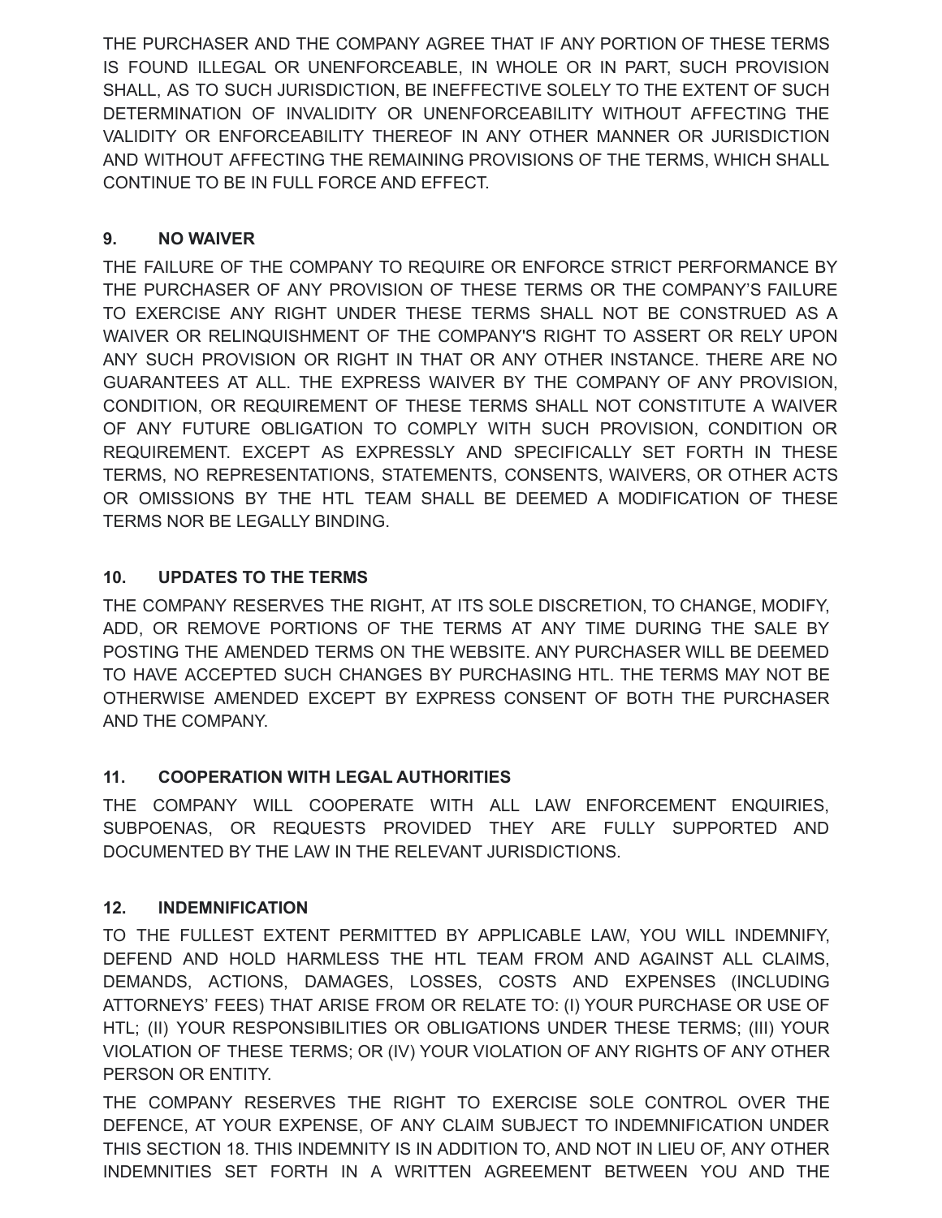THE PURCHASER AND THE COMPANY AGREE THAT IF ANY PORTION OF THESE TERMS IS FOUND ILLEGAL OR UNENFORCEABLE, IN WHOLE OR IN PART, SUCH PROVISION SHALL, AS TO SUCH JURISDICTION, BE INEFFECTIVE SOLELY TO THE EXTENT OF SUCH DETERMINATION OF INVALIDITY OR UNENFORCEABILITY WITHOUT AFFECTING THE VALIDITY OR ENFORCEABILITY THEREOF IN ANY OTHER MANNER OR JURISDICTION AND WITHOUT AFFECTING THE REMAINING PROVISIONS OF THE TERMS, WHICH SHALL CONTINUE TO BE IN FULL FORCE AND EFFECT.

## 9. NO WAIVER

THE FAILURE OF THE COMPANY TO REQUIRE OR ENFORCE STRICT PERFORMANCE BY THE PURCHASER OF ANY PROVISION OF THESE TERMS OR THE COMPANY'S FAILURE TO EXERCISE ANY RIGHT UNDER THESE TERMS SHALL NOT BE CONSTRUED AS A WAIVER OR RELINQUISHMENT OF THE COMPANY'S RIGHT TO ASSERT OR RELY UPON ANY SUCH PROVISION OR RIGHT IN THAT OR ANY OTHER INSTANCE. THERE ARE NO GUARANTEES AT ALL. THE EXPRESS WAIVER BY THE COMPANY OF ANY PROVISION, CONDITION, OR REQUIREMENT OF THESE TERMS SHALL NOT CONSTITUTE A WAIVER OF ANY FUTURE OBLIGATION TO COMPLY WITH SUCH PROVISION, CONDITION OR REQUIREMENT. EXCEPT AS EXPRESSLY AND SPECIFICALLY SET FORTH IN THESE TERMS, NO REPRESENTATIONS, STATEMENTS, CONSENTS, WAIVERS, OR OTHER ACTS OR OMISSIONS BY THE HTL TEAM SHALL BE DEEMED A MODIFICATION OF THESE TERMS NOR BE LEGALLY BINDING.

## 10. UPDATES TO THE TERMS

THE COMPANY RESERVES THE RIGHT, AT ITS SOLE DISCRETION, TO CHANGE, MODIFY, ADD, OR REMOVE PORTIONS OF THE TERMS AT ANY TIME DURING THE SALE BY POSTING THE AMENDED TERMS ON THE WEBSITE. ANY PURCHASER WILL BE DEEMED TO HAVE ACCEPTED SUCH CHANGES BY PURCHASING HTL. THE TERMS MAY NOT BE OTHERWISE AMENDED EXCEPT BY EXPRESS CONSENT OF BOTH THE PURCHASER AND THE COMPANY.

## 11. COOPERATION WITH LEGAL AUTHORITIES

THE COMPANY WILL COOPERATE WITH ALL LAW ENFORCEMENT ENQUIRIES, SUBPOENAS, OR REQUESTS PROVIDED THEY ARE FULLY SUPPORTED AND DOCUMENTED BY THE LAW IN THE RELEVANT JURISDICTIONS.

## 12. INDEMNIFICATION

TO THE FULLEST EXTENT PERMITTED BY APPLICABLE LAW, YOU WILL INDEMNIFY, DEFEND AND HOLD HARMLESS THE HTL TEAM FROM AND AGAINST ALL CLAIMS, DEMANDS, ACTIONS, DAMAGES, LOSSES, COSTS AND EXPENSES (INCLUDING ATTORNEYS' FEES) THAT ARISE FROM OR RELATE TO: (I) YOUR PURCHASE OR USE OF HTL; (II) YOUR RESPONSIBILITIES OR OBLIGATIONS UNDER THESE TERMS; (III) YOUR VIOLATION OF THESE TERMS; OR (IV) YOUR VIOLATION OF ANY RIGHTS OF ANY OTHER PERSON OR ENTITY.

THE COMPANY RESERVES THE RIGHT TO EXERCISE SOLE CONTROL OVER THE DEFENCE, AT YOUR EXPENSE, OF ANY CLAIM SUBJECT TO INDEMNIFICATION UNDER THIS SECTION 18. THIS INDEMNITY IS IN ADDITION TO, AND NOT IN LIEU OF, ANY OTHER INDEMNITIES SET FORTH IN A WRITTEN AGREEMENT BETWEEN YOU AND THE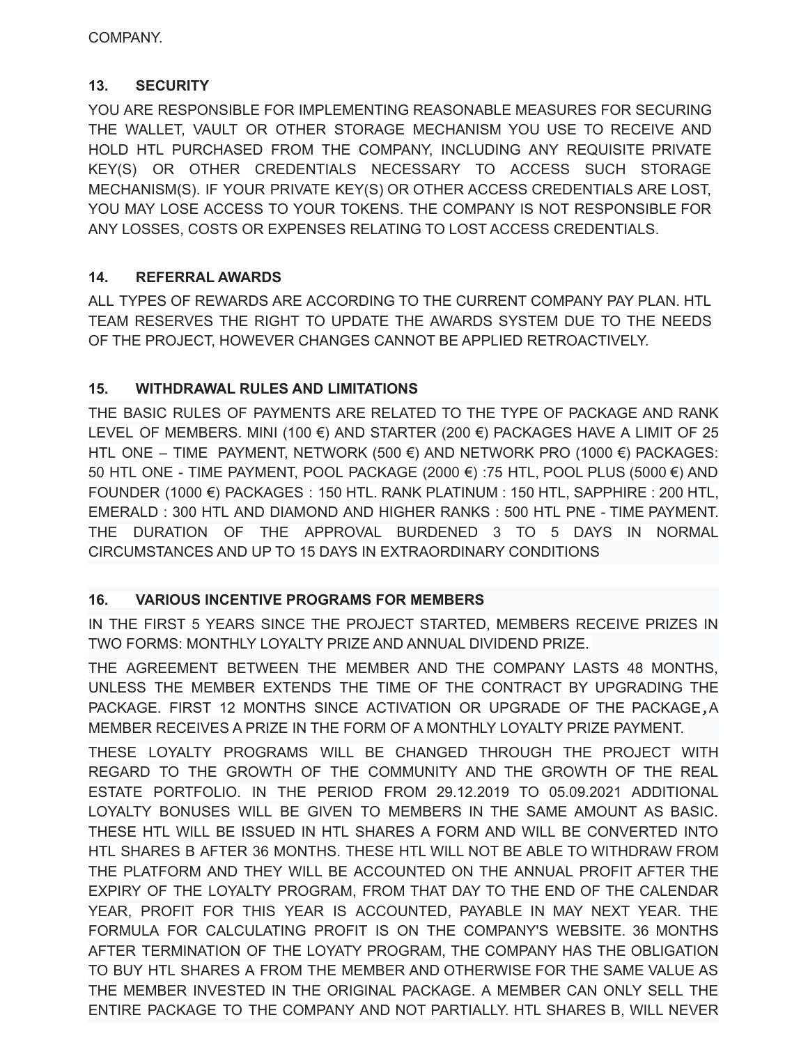COMPANY.

## 13. SECURITY

YOU ARE RESPONSIBLE FOR IMPLEMENTING REASONABLE MEASURES FOR SECURING THE WALLET, VAULT OR OTHER STORAGE MECHANISM YOU USE TO RECEIVE AND HOLD HTL PURCHASED FROM THE COMPANY, INCLUDING ANY REQUISITE PRIVATE KEY(S) OR OTHER CREDENTIALS NECESSARY TO ACCESS SUCH STORAGE MECHANISM(S). IF YOUR PRIVATE KEY(S) OR OTHER ACCESS CREDENTIALS ARE LOST, YOU MAY LOSE ACCESS TO YOUR TOKENS. THE COMPANY IS NOT RESPONSIBLE FOR ANY LOSSES, COSTS OR EXPENSES RELATING TO LOST ACCESS CREDENTIALS.

## 14. REFERRAL AWARDS

ALL TYPES OF REWARDS ARE ACCORDING TO THE CURRENT COMPANY PAY PLAN. HTL TEAM RESERVES THE RIGHT TO UPDATE THE AWARDS SYSTEM DUE TO THE NEEDS OF THE PROJECT, HOWEVER CHANGES CANNOT BE APPLIED RETROACTIVELY.

## 15. WITHDRAWAL RULES AND LIMITATIONS

THE BASIC RULES OF PAYMENTS ARE RELATED TO THE TYPE OF PACKAGE AND RANK LEVEL OF MEMBERS. MINI (100 €) AND STARTER (200 €) PACKAGES HAVE A LIMIT OF 25 HTL ONE – TIME PAYMENT, NETWORK (500 €) AND NETWORK PRO (1000 €) PACKAGES: 50 HTL ONE - TIME PAYMENT, POOL PACKAGE (2000 €) :75 HTL, POOL PLUS (5000 €) AND FOUNDER (1000 €) PACKAGES : 150 HTL. RANK PLATINUM : 150 HTL, SAPPHIRE : 200 HTL, EMERALD : 300 HTL AND DIAMOND AND HIGHER RANKS : 500 HTL PNE - TIME PAYMENT. THE DURATION OF THE APPROVAL BURDENED 3 TO 5 DAYS IN NORMAL CIRCUMSTANCES AND UP TO 15 DAYS IN EXTRAORDINARY CONDITIONS

## 16. VARIOUS INCENTIVE PROGRAMS FOR MEMBERS

IN THE FIRST 5 YEARS SINCE THE PROJECT STARTED, MEMBERS RECEIVE PRIZES IN TWO FORMS: MONTHLY LOYALTY PRIZE AND ANNUAL DIVIDEND PRIZE.

THE AGREEMENT BETWEEN THE MEMBER AND THE COMPANY LASTS 48 MONTHS, UNLESS THE MEMBER EXTENDS THE TIME OF THE CONTRACT BY UPGRADING THE PACKAGE. FIRST 12 MONTHS SINCE ACTIVATION OR UPGRADE OF THE PACKAGE, A MEMBER RECEIVES A PRIZE IN THE FORM OF A MONTHLY LOYALTY PRIZE PAYMENT.

THESE LOYALTY PROGRAMS WILL BE CHANGED THROUGH THE PROJECT WITH REGARD TO THE GROWTH OF THE COMMUNITY AND THE GROWTH OF THE REAL ESTATE PORTFOLIO. IN THE PERIOD FROM 29.12.2019 TO 05.09.2021 ADDITIONAL LOYALTY BONUSES WILL BE GIVEN TO MEMBERS IN THE SAME AMOUNT AS BASIC. THESE HTL WILL BE ISSUED IN HTL SHARES A FORM AND WILL BE CONVERTED INTO HTL SHARES B AFTER 36 MONTHS. THESE HTL WILL NOT BE ABLE TO WITHDRAW FROM THE PLATFORM AND THEY WILL BE ACCOUNTED ON THE ANNUAL PROFIT AFTER THE EXPIRY OF THE LOYALTY PROGRAM, FROM THAT DAY TO THE END OF THE CALENDAR YEAR, PROFIT FOR THIS YEAR IS ACCOUNTED, PAYABLE IN MAY NEXT YEAR. THE FORMULA FOR CALCULATING PROFIT IS ON THE COMPANY'S WEBSITE. 36 MONTHS AFTER TERMINATION OF THE LOYATY PROGRAM, THE COMPANY HAS THE OBLIGATION TO BUY HTL SHARES A FROM THE MEMBER AND OTHERWISE FOR THE SAME VALUE AS THE MEMBER INVESTED IN THE ORIGINAL PACKAGE. A MEMBER CAN ONLY SELL THE ENTIRE PACKAGE TO THE COMPANY AND NOT PARTIALLY. HTL SHARES B, WILL NEVER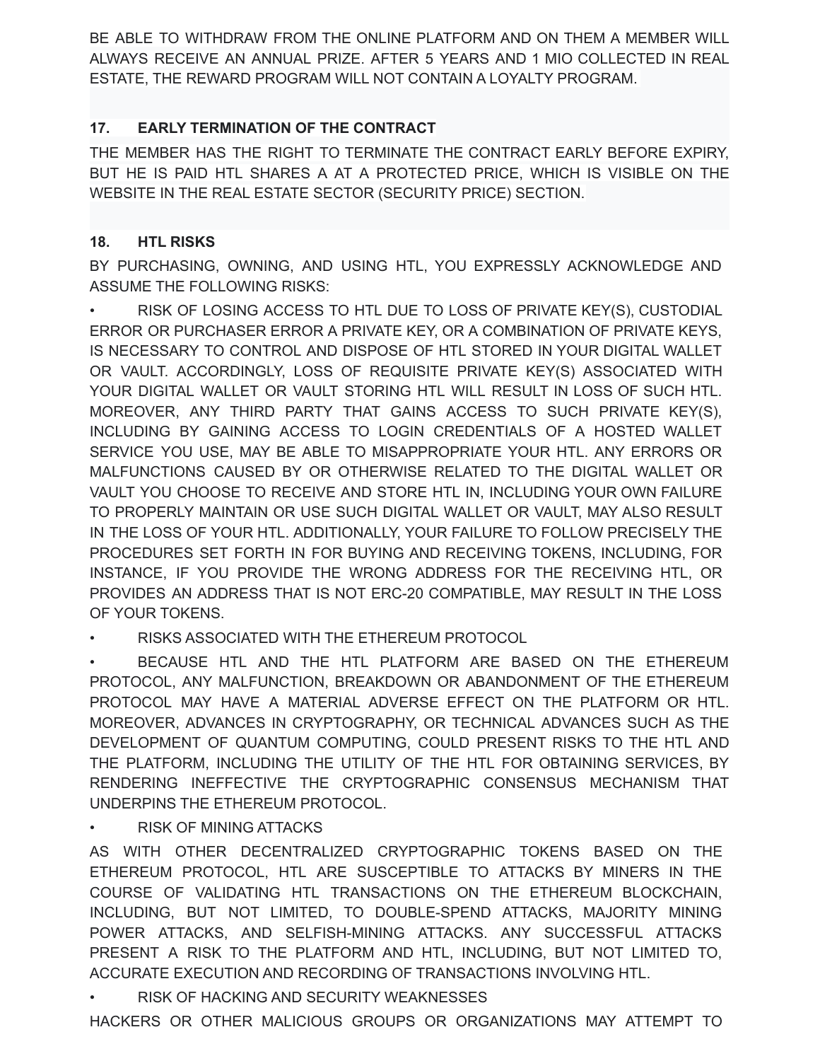BE ABLE TO WITHDRAW FROM THE ONLINE PLATFORM AND ON THEM A MEMBER WILL ALWAYS RECEIVE AN ANNUAL PRIZE. AFTER 5 YEARS AND 1 MIO COLLECTED IN REAL ESTATE, THE REWARD PROGRAM WILL NOT CONTAIN A LOYALTY PROGRAM.

## 17. EARLY TERMINATION OF THE CONTRACT

THE MEMBER HAS THE RIGHT TO TERMINATE THE CONTRACT EARLY BEFORE EXPIRY, BUT HE IS PAID HTL SHARES A AT A PROTECTED PRICE, WHICH IS VISIBLE ON THE WEBSITE IN THE REAL ESTATE SECTOR (SECURITY PRICE) SECTION.

## 18. HTL RISKS

BY PURCHASING, OWNING, AND USING HTL, YOU EXPRESSLY ACKNOWLEDGE AND ASSUME THE FOLLOWING RISKS:

- RISK OF LOSING ACCESS TO HTL DUE TO LOSS OF PRIVATE KEY(S), CUSTODIAL ERROR OR PURCHASER ERROR A PRIVATE KEY, OR A COMBINATION OF PRIVATE KEYS, IS NECESSARY TO CONTROL AND DISPOSE OF HTL STORED IN YOUR DIGITAL WALLET OR VAULT. ACCORDINGLY, LOSS OF REQUISITE PRIVATE KEY(S) ASSOCIATED WITH YOUR DIGITAL WALLET OR VAULT STORING HTL WILL RESULT IN LOSS OF SUCH HTL. MOREOVER, ANY THIRD PARTY THAT GAINS ACCESS TO SUCH PRIVATE KEY(S), INCLUDING BY GAINING ACCESS TO LOGIN CREDENTIALS OF A HOSTED WALLET SERVICE YOU USE, MAY BE ABLE TO MISAPPROPRIATE YOUR HTL. ANY ERRORS OR MALFUNCTIONS CAUSED BY OR OTHERWISE RELATED TO THE DIGITAL WALLET OR VAULT YOU CHOOSE TO RECEIVE AND STORE HTL IN, INCLUDING YOUR OWN FAILURE TO PROPERLY MAINTAIN OR USE SUCH DIGITAL WALLET OR VAULT, MAY ALSO RESULT IN THE LOSS OF YOUR HTL. ADDITIONALLY, YOUR FAILURE TO FOLLOW PRECISELY THE PROCEDURES SET FORTH IN FOR BUYING AND RECEIVING TOKENS, INCLUDING, FOR INSTANCE, IF YOU PROVIDE THE WRONG ADDRESS FOR THE RECEIVING HTL, OR PROVIDES AN ADDRESS THAT IS NOT ERC-20 COMPATIBLE, MAY RESULT IN THE LOSS OF YOUR TOKENS.
- RISKS ASSOCIATED WITH THE ETHEREUM PROTOCOL
- BECAUSE HTL AND THE HTL PLATFORM ARE BASED ON THE ETHEREUM PROTOCOL, ANY MALFUNCTION, BREAKDOWN OR ABANDONMENT OF THE ETHEREUM PROTOCOL MAY HAVE A MATERIAL ADVERSE EFFECT ON THE PLATFORM OR HTL. MOREOVER, ADVANCES IN CRYPTOGRAPHY, OR TECHNICAL ADVANCES SUCH AS THE DEVELOPMENT OF QUANTUM COMPUTING, COULD PRESENT RISKS TO THE HTL AND THE PLATFORM, INCLUDING THE UTILITY OF THE HTL FOR OBTAINING SERVICES, BY RENDERING INEFFECTIVE THE CRYPTOGRAPHIC CONSENSUS MECHANISM THAT UNDERPINS THE ETHEREUM PROTOCOL.
- RISK OF MINING ATTACKS

AS WITH OTHER DECENTRALIZED CRYPTOGRAPHIC TOKENS BASED ON THE ETHEREUM PROTOCOL, HTL ARE SUSCEPTIBLE TO ATTACKS BY MINERS IN THE COURSE OF VALIDATING HTL TRANSACTIONS ON THE ETHEREUM BLOCKCHAIN, INCLUDING, BUT NOT LIMITED, TO DOUBLE-SPEND ATTACKS, MAJORITY MINING POWER ATTACKS, AND SELFISH-MINING ATTACKS. ANY SUCCESSFUL ATTACKS PRESENT A RISK TO THE PLATFORM AND HTL, INCLUDING, BUT NOT LIMITED TO, ACCURATE EXECUTION AND RECORDING OF TRANSACTIONS INVOLVING HTL.

- RISK OF HACKING AND SECURITY WEAKNESSES

HACKERS OR OTHER MALICIOUS GROUPS OR ORGANIZATIONS MAY ATTEMPT TO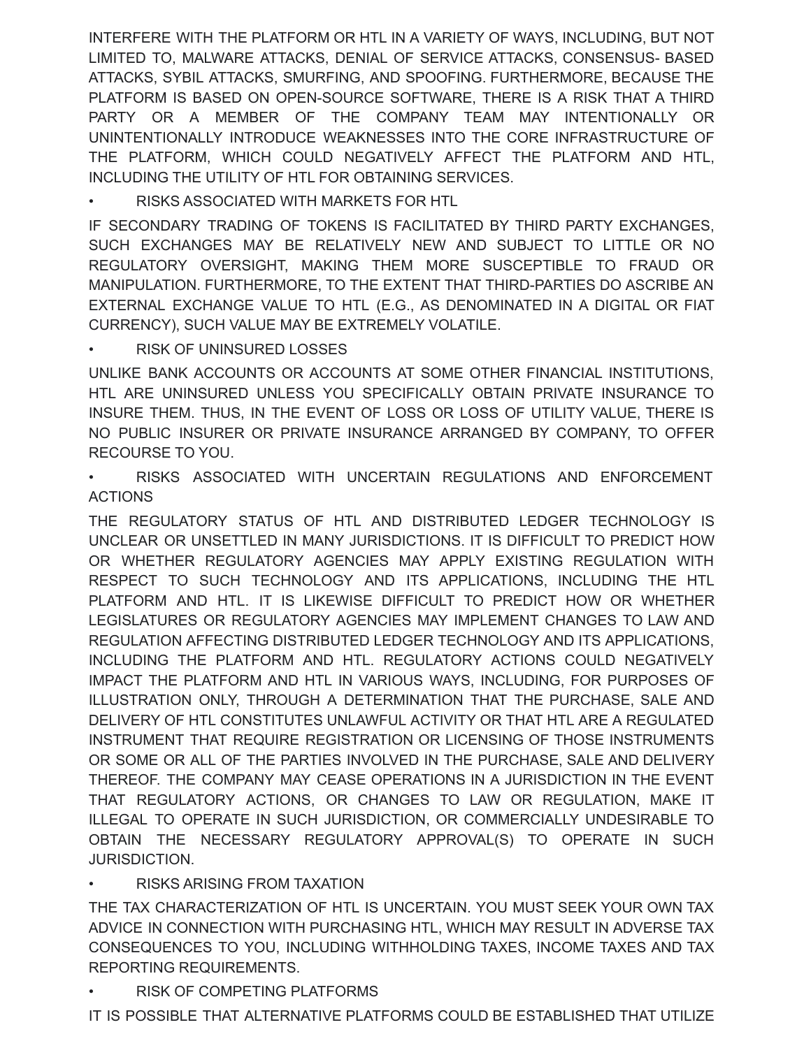INTERFERE WITH THE PLATFORM OR HTL IN A VARIETY OF WAYS, INCLUDING, BUT NOT LIMITED TO, MALWARE ATTACKS, DENIAL OF SERVICE ATTACKS, CONSENSUS- BASED ATTACKS, SYBIL ATTACKS, SMURFING, AND SPOOFING. FURTHERMORE, BECAUSE THE PLATFORM IS BASED ON OPEN-SOURCE SOFTWARE, THERE IS A RISK THAT A THIRD PARTY OR A MEMBER OF THE COMPANY TEAM MAY INTENTIONALLY OR UNINTENTIONALLY INTRODUCE WEAKNESSES INTO THE CORE INFRASTRUCTURE OF THE PLATFORM, WHICH COULD NEGATIVELY AFFECT THE PLATFORM AND HTL, INCLUDING THE UTILITY OF HTL FOR OBTAINING SERVICES.

- RISKS ASSOCIATED WITH MARKETS FOR HTL

IF SECONDARY TRADING OF TOKENS IS FACILITATED BY THIRD PARTY EXCHANGES, SUCH EXCHANGES MAY BE RELATIVELY NEW AND SUBJECT TO LITTLE OR NO REGULATORY OVERSIGHT, MAKING THEM MORE SUSCEPTIBLE TO FRAUD OR MANIPULATION. FURTHERMORE, TO THE EXTENT THAT THIRD-PARTIES DO ASCRIBE AN EXTERNAL EXCHANGE VALUE TO HTL (E.G., AS DENOMINATED IN A DIGITAL OR FIAT CURRENCY), SUCH VALUE MAY BE EXTREMELY VOLATILE.

- RISK OF UNINSURED LOSSES

UNLIKE BANK ACCOUNTS OR ACCOUNTS AT SOME OTHER FINANCIAL INSTITUTIONS, HTL ARE UNINSURED UNLESS YOU SPECIFICALLY OBTAIN PRIVATE INSURANCE TO INSURE THEM. THUS, IN THE EVENT OF LOSS OR LOSS OF UTILITY VALUE, THERE IS NO PUBLIC INSURER OR PRIVATE INSURANCE ARRANGED BY COMPANY, TO OFFER RECOURSE TO YOU.

- RISKS ASSOCIATED WITH UNCERTAIN REGULATIONS AND ENFORCEMENT ACTIONS

THE REGULATORY STATUS OF HTL AND DISTRIBUTED LEDGER TECHNOLOGY IS UNCLEAR OR UNSETTLED IN MANY JURISDICTIONS. IT IS DIFFICULT TO PREDICT HOW OR WHETHER REGULATORY AGENCIES MAY APPLY EXISTING REGULATION WITH RESPECT TO SUCH TECHNOLOGY AND ITS APPLICATIONS, INCLUDING THE HTL PLATFORM AND HTL. IT IS LIKEWISE DIFFICULT TO PREDICT HOW OR WHETHER LEGISLATURES OR REGULATORY AGENCIES MAY IMPLEMENT CHANGES TO LAW AND REGULATION AFFECTING DISTRIBUTED LEDGER TECHNOLOGY AND ITS APPLICATIONS, INCLUDING THE PLATFORM AND HTL. REGULATORY ACTIONS COULD NEGATIVELY IMPACT THE PLATFORM AND HTL IN VARIOUS WAYS, INCLUDING, FOR PURPOSES OF ILLUSTRATION ONLY, THROUGH A DETERMINATION THAT THE PURCHASE, SALE AND DELIVERY OF HTL CONSTITUTES UNLAWFUL ACTIVITY OR THAT HTL ARE A REGULATED INSTRUMENT THAT REQUIRE REGISTRATION OR LICENSING OF THOSE INSTRUMENTS OR SOME OR ALL OF THE PARTIES INVOLVED IN THE PURCHASE, SALE AND DELIVERY THEREOF. THE COMPANY MAY CEASE OPERATIONS IN A JURISDICTION IN THE EVENT THAT REGULATORY ACTIONS, OR CHANGES TO LAW OR REGULATION, MAKE IT ILLEGAL TO OPERATE IN SUCH JURISDICTION, OR COMMERCIALLY UNDESIRABLE TO OBTAIN THE NECESSARY REGULATORY APPROVAL(S) TO OPERATE IN SUCH JURISDICTION.

- RISKS ARISING FROM TAXATION

THE TAX CHARACTERIZATION OF HTL IS UNCERTAIN. YOU MUST SEEK YOUR OWN TAX ADVICE IN CONNECTION WITH PURCHASING HTL, WHICH MAY RESULT IN ADVERSE TAX CONSEQUENCES TO YOU, INCLUDING WITHHOLDING TAXES, INCOME TAXES AND TAX REPORTING REQUIREMENTS.

- RISK OF COMPETING PLATFORMS

IT IS POSSIBLE THAT ALTERNATIVE PLATFORMS COULD BE ESTABLISHED THAT UTILIZE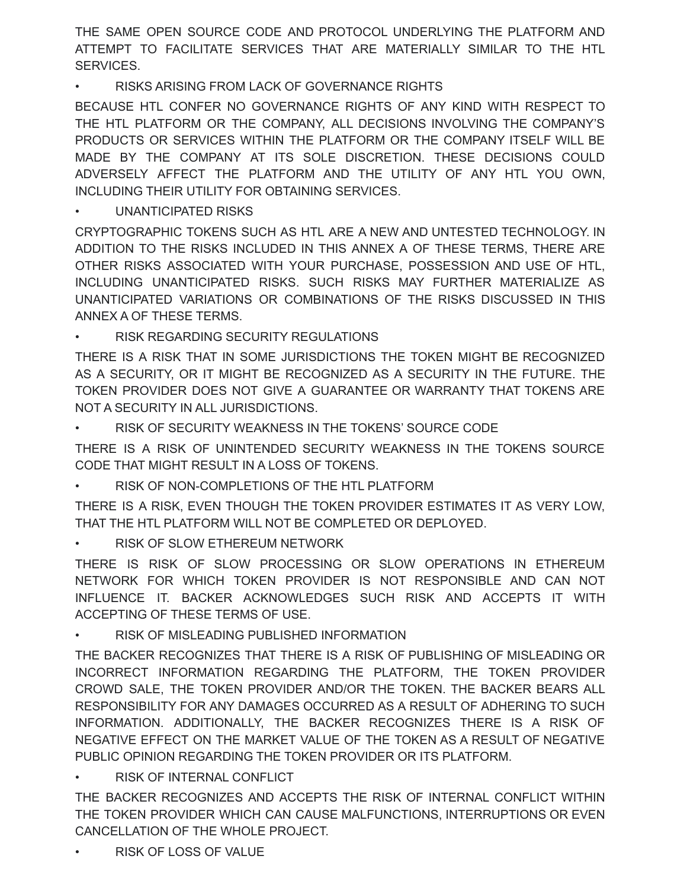THE SAME OPEN SOURCE CODE AND PROTOCOL UNDERLYING THE PLATFORM AND ATTEMPT TO FACILITATE SERVICES THAT ARE MATERIALLY SIMILAR TO THE HTL SERVICES.

- RISKS ARISING FROM LACK OF GOVERNANCE RIGHTS

BECAUSE HTL CONFER NO GOVERNANCE RIGHTS OF ANY KIND WITH RESPECT TO THE HTL PLATFORM OR THE COMPANY, ALL DECISIONS INVOLVING THE COMPANY'S PRODUCTS OR SERVICES WITHIN THE PLATFORM OR THE COMPANY ITSELF WILL BE MADE BY THE COMPANY AT ITS SOLE DISCRETION. THESE DECISIONS COULD ADVERSELY AFFECT THE PLATFORM AND THE UTILITY OF ANY HTL YOU OWN, INCLUDING THEIR UTILITY FOR OBTAINING SERVICES.

- UNANTICIPATED RISKS

CRYPTOGRAPHIC TOKENS SUCH AS HTL ARE A NEW AND UNTESTED TECHNOLOGY. IN ADDITION TO THE RISKS INCLUDED IN THIS ANNEX A OF THESE TERMS, THERE ARE OTHER RISKS ASSOCIATED WITH YOUR PURCHASE, POSSESSION AND USE OF HTL, INCLUDING UNANTICIPATED RISKS. SUCH RISKS MAY FURTHER MATERIALIZE AS UNANTICIPATED VARIATIONS OR COMBINATIONS OF THE RISKS DISCUSSED IN THIS ANNEX A OF THESE TERMS.

- RISK REGARDING SECURITY REGULATIONS

THERE IS A RISK THAT IN SOME JURISDICTIONS THE TOKEN MIGHT BE RECOGNIZED AS A SECURITY, OR IT MIGHT BE RECOGNIZED AS A SECURITY IN THE FUTURE. THE TOKEN PROVIDER DOES NOT GIVE A GUARANTEE OR WARRANTY THAT TOKENS ARE NOT A SECURITY IN ALL JURISDICTIONS.

- RISK OF SECURITY WEAKNESS IN THE TOKENS' SOURCE CODE

THERE IS A RISK OF UNINTENDED SECURITY WEAKNESS IN THE TOKENS SOURCE CODE THAT MIGHT RESULT IN A LOSS OF TOKENS.

- RISK OF NON-COMPLETIONS OF THE HTL PLATFORM

THERE IS A RISK, EVEN THOUGH THE TOKEN PROVIDER ESTIMATES IT AS VERY LOW, THAT THE HTL PLATFORM WILL NOT BE COMPLETED OR DEPLOYED.

- RISK OF SLOW ETHEREUM NETWORK

THERE IS RISK OF SLOW PROCESSING OR SLOW OPERATIONS IN ETHEREUM NETWORK FOR WHICH TOKEN PROVIDER IS NOT RESPONSIBLE AND CAN NOT INFLUENCE IT. BACKER ACKNOWLEDGES SUCH RISK AND ACCEPTS IT WITH ACCEPTING OF THESE TERMS OF USE.

- RISK OF MISLEADING PUBLISHED INFORMATION

THE BACKER RECOGNIZES THAT THERE IS A RISK OF PUBLISHING OF MISLEADING OR INCORRECT INFORMATION REGARDING THE PLATFORM, THE TOKEN PROVIDER CROWD SALE, THE TOKEN PROVIDER AND/OR THE TOKEN. THE BACKER BEARS ALL RESPONSIBILITY FOR ANY DAMAGES OCCURRED AS A RESULT OF ADHERING TO SUCH INFORMATION. ADDITIONALLY, THE BACKER RECOGNIZES THERE IS A RISK OF NEGATIVE EFFECT ON THE MARKET VALUE OF THE TOKEN AS A RESULT OF NEGATIVE PUBLIC OPINION REGARDING THE TOKEN PROVIDER OR ITS PLATFORM.

- RISK OF INTERNAL CONFLICT

THE BACKER RECOGNIZES AND ACCEPTS THE RISK OF INTERNAL CONFLICT WITHIN THE TOKEN PROVIDER WHICH CAN CAUSE MALFUNCTIONS, INTERRUPTIONS OR EVEN CANCELLATION OF THE WHOLE PROJECT.

- RISK OF LOSS OF VALUE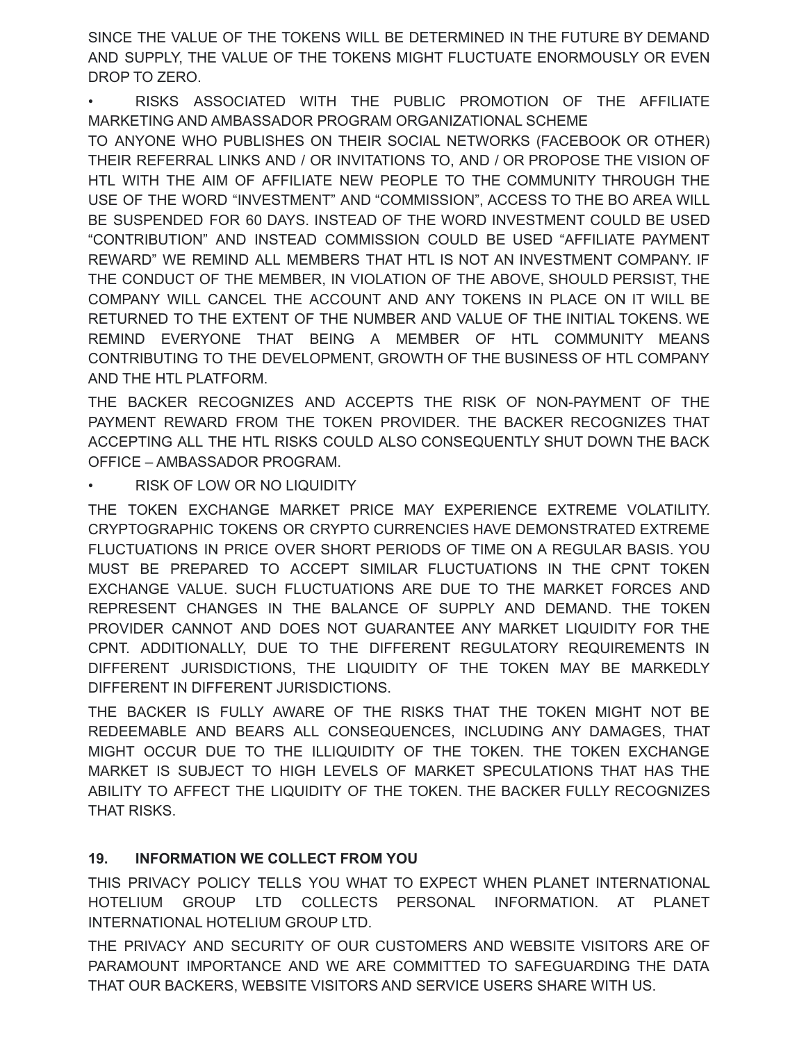SINCE THE VALUE OF THE TOKENS WILL BE DETERMINED IN THE FUTURE BY DEMAND AND SUPPLY, THE VALUE OF THE TOKENS MIGHT FLUCTUATE ENORMOUSLY OR EVEN DROP TO ZERO.

- RISKS ASSOCIATED WITH THE PUBLIC PROMOTION OF THE AFFILIATE MARKETING AND AMBASSADOR PROGRAM ORGANIZATIONAL SCHEME

TO ANYONE WHO PUBLISHES ON THEIR SOCIAL NETWORKS (FACEBOOK OR OTHER) THEIR REFERRAL LINKS AND / OR INVITATIONS TO, AND / OR PROPOSE THE VISION OF HTL WITH THE AIM OF AFFILIATE NEW PEOPLE TO THE COMMUNITY THROUGH THE USE OF THE WORD "INVESTMENT" AND "COMMISSION", ACCESS TO THE BO AREA WILL BE SUSPENDED FOR 60 DAYS. INSTEAD OF THE WORD INVESTMENT COULD BE USED "CONTRIBUTION" AND INSTEAD COMMISSION COULD BE USED "AFFILIATE PAYMENT REWARD" WE REMIND ALL MEMBERS THAT HTL IS NOT AN INVESTMENT COMPANY. IF THE CONDUCT OF THE MEMBER, IN VIOLATION OF THE ABOVE, SHOULD PERSIST, THE COMPANY WILL CANCEL THE ACCOUNT AND ANY TOKENS IN PLACE ON IT WILL BE RETURNED TO THE EXTENT OF THE NUMBER AND VALUE OF THE INITIAL TOKENS. WE REMIND EVERYONE THAT BEING A MEMBER OF HTL COMMUNITY MEANS CONTRIBUTING TO THE DEVELOPMENT, GROWTH OF THE BUSINESS OF HTL COMPANY AND THE HTL PLATFORM.

THE BACKER RECOGNIZES AND ACCEPTS THE RISK OF NON-PAYMENT OF THE PAYMENT REWARD FROM THE TOKEN PROVIDER. THE BACKER RECOGNIZES THAT ACCEPTING ALL THE HTL RISKS COULD ALSO CONSEQUENTLY SHUT DOWN THE BACK OFFICE – AMBASSADOR PROGRAM.

- RISK OF LOW OR NO LIQUIDITY

THE TOKEN EXCHANGE MARKET PRICE MAY EXPERIENCE EXTREME VOLATILITY. CRYPTOGRAPHIC TOKENS OR CRYPTO CURRENCIES HAVE DEMONSTRATED EXTREME FLUCTUATIONS IN PRICE OVER SHORT PERIODS OF TIME ON A REGULAR BASIS. YOU MUST BE PREPARED TO ACCEPT SIMILAR FLUCTUATIONS IN THE CPNT TOKEN EXCHANGE VALUE. SUCH FLUCTUATIONS ARE DUE TO THE MARKET FORCES AND REPRESENT CHANGES IN THE BALANCE OF SUPPLY AND DEMAND. THE TOKEN PROVIDER CANNOT AND DOES NOT GUARANTEE ANY MARKET LIQUIDITY FOR THE CPNT. ADDITIONALLY, DUE TO THE DIFFERENT REGULATORY REQUIREMENTS IN DIFFERENT JURISDICTIONS, THE LIQUIDITY OF THE TOKEN MAY BE MARKEDLY DIFFERENT IN DIFFERENT JURISDICTIONS.

THE BACKER IS FULLY AWARE OF THE RISKS THAT THE TOKEN MIGHT NOT BE REDEEMABLE AND BEARS ALL CONSEQUENCES, INCLUDING ANY DAMAGES, THAT MIGHT OCCUR DUE TO THE ILLIQUIDITY OF THE TOKEN. THE TOKEN EXCHANGE MARKET IS SUBJECT TO HIGH LEVELS OF MARKET SPECULATIONS THAT HAS THE ABILITY TO AFFECT THE LIQUIDITY OF THE TOKEN. THE BACKER FULLY RECOGNIZES THAT RISKS.

## 19. INFORMATION WE COLLECT FROM YOU

THIS PRIVACY POLICY TELLS YOU WHAT TO EXPECT WHEN PLANET INTERNATIONAL HOTELIUM GROUP LTD COLLECTS PERSONAL INFORMATION. AT PLANET INTERNATIONAL HOTELIUM GROUP LTD.

THE PRIVACY AND SECURITY OF OUR CUSTOMERS AND WEBSITE VISITORS ARE OF PARAMOUNT IMPORTANCE AND WE ARE COMMITTED TO SAFEGUARDING THE DATA THAT OUR BACKERS, WEBSITE VISITORS AND SERVICE USERS SHARE WITH US.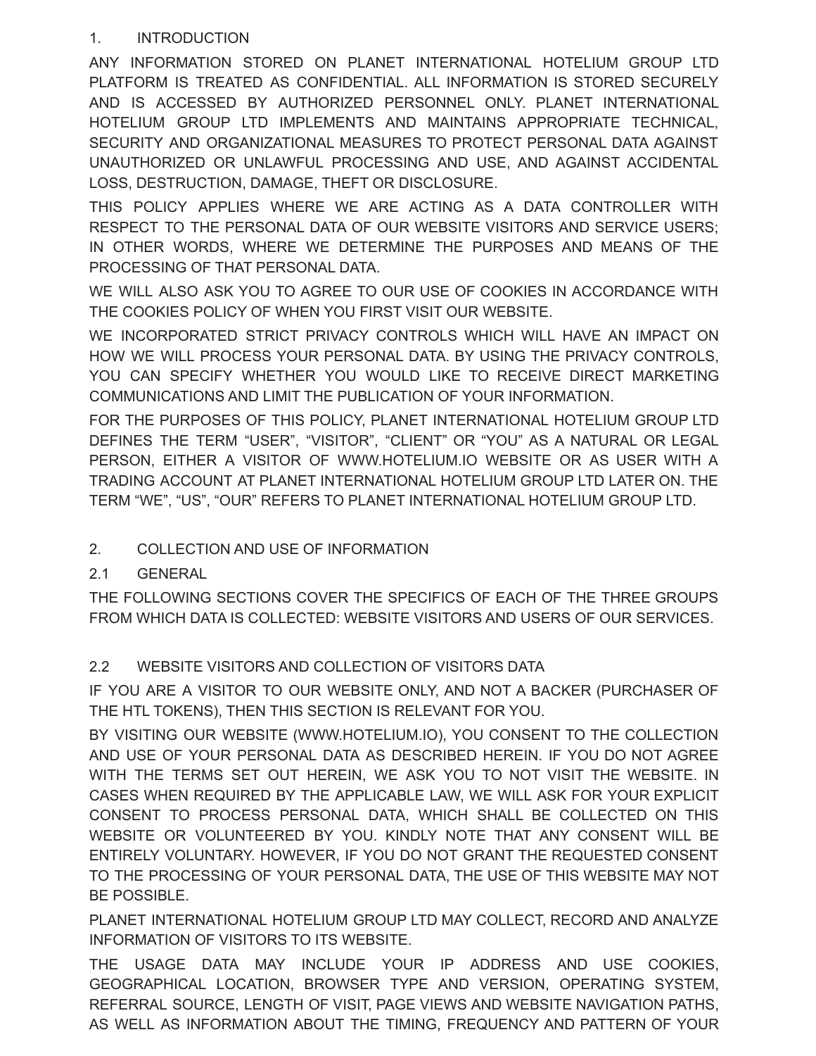## 1. INTRODUCTION

ANY INFORMATION STORED ON PLANET INTERNATIONAL HOTELIUM GROUP LTD PLATFORM IS TREATED AS CONFIDENTIAL. ALL INFORMATION IS STORED SECURELY AND IS ACCESSED BY AUTHORIZED PERSONNEL ONLY. PLANET INTERNATIONAL HOTELIUM GROUP LTD IMPLEMENTS AND MAINTAINS APPROPRIATE TECHNICAL, SECURITY AND ORGANIZATIONAL MEASURES TO PROTECT PERSONAL DATA AGAINST UNAUTHORIZED OR UNLAWFUL PROCESSING AND USE, AND AGAINST ACCIDENTAL LOSS, DESTRUCTION, DAMAGE, THEFT OR DISCLOSURE.

THIS POLICY APPLIES WHERE WE ARE ACTING AS A DATA CONTROLLER WITH RESPECT TO THE PERSONAL DATA OF OUR WEBSITE VISITORS AND SERVICE USERS; IN OTHER WORDS, WHERE WE DETERMINE THE PURPOSES AND MEANS OF THE PROCESSING OF THAT PERSONAL DATA.

WE WILL ALSO ASK YOU TO AGREE TO OUR USE OF COOKIES IN ACCORDANCE WITH THE COOKIES POLICY OF WHEN YOU FIRST VISIT OUR WEBSITE.

WE INCORPORATED STRICT PRIVACY CONTROLS WHICH WILL HAVE AN IMPACT ON HOW WE WILL PROCESS YOUR PERSONAL DATA. BY USING THE PRIVACY CONTROLS, YOU CAN SPECIFY WHETHER YOU WOULD LIKE TO RECEIVE DIRECT MARKETING COMMUNICATIONS AND LIMIT THE PUBLICATION OF YOUR INFORMATION.

FOR THE PURPOSES OF THIS POLICY, PLANET INTERNATIONAL HOTELIUM GROUP LTD DEFINES THE TERM “USER”, “VISITOR”, “CLIENT” OR “YOU” AS A NATURAL OR LEGAL PERSON, EITHER A VISITOR OF WWW.HOTELIUM.IO WEBSITE OR AS USER WITH A TRADING ACCOUNT AT PLANET INTERNATIONAL HOTELIUM GROUP LTD LATER ON. THE TERM “WE”, “US”, “OUR” REFERS TO PLANET INTERNATIONAL HOTELIUM GROUP LTD.

## 2. COLLECTION AND USE OF INFORMATION

### 2.1 GENERAL

THE FOLLOWING SECTIONS COVER THE SPECIFICS OF EACH OF THE THREE GROUPS FROM WHICH DATA IS COLLECTED: WEBSITE VISITORS AND USERS OF OUR SERVICES.

### 2.2 WEBSITE VISITORS AND COLLECTION OF VISITORS DATA

IF YOU ARE A VISITOR TO OUR WEBSITE ONLY, AND NOT A BACKER (PURCHASER OF THE HTL TOKENS), THEN THIS SECTION IS RELEVANT FOR YOU.

BY VISITING OUR WEBSITE (WWW.HOTELIUM.IO), YOU CONSENT TO THE COLLECTION AND USE OF YOUR PERSONAL DATA AS DESCRIBED HEREIN. IF YOU DO NOT AGREE WITH THE TERMS SET OUT HEREIN, WE ASK YOU TO NOT VISIT THE WEBSITE. IN CASES WHEN REQUIRED BY THE APPLICABLE LAW, WE WILL ASK FOR YOUR EXPLICIT CONSENT TO PROCESS PERSONAL DATA, WHICH SHALL BE COLLECTED ON THIS WEBSITE OR VOLUNTEERED BY YOU. KINDLY NOTE THAT ANY CONSENT WILL BE ENTIRELY VOLUNTARY. HOWEVER, IF YOU DO NOT GRANT THE REQUESTED CONSENT TO THE PROCESSING OF YOUR PERSONAL DATA, THE USE OF THIS WEBSITE MAY NOT BE POSSIBLE.

PLANET INTERNATIONAL HOTELIUM GROUP LTD MAY COLLECT, RECORD AND ANALYZE INFORMATION OF VISITORS TO ITS WEBSITE.

THE USAGE DATA MAY INCLUDE YOUR IP ADDRESS AND USE COOKIES, GEOGRAPHICAL LOCATION, BROWSER TYPE AND VERSION, OPERATING SYSTEM, REFERRAL SOURCE, LENGTH OF VISIT, PAGE VIEWS AND WEBSITE NAVIGATION PATHS, AS WELL AS INFORMATION ABOUT THE TIMING, FREQUENCY AND PATTERN OF YOUR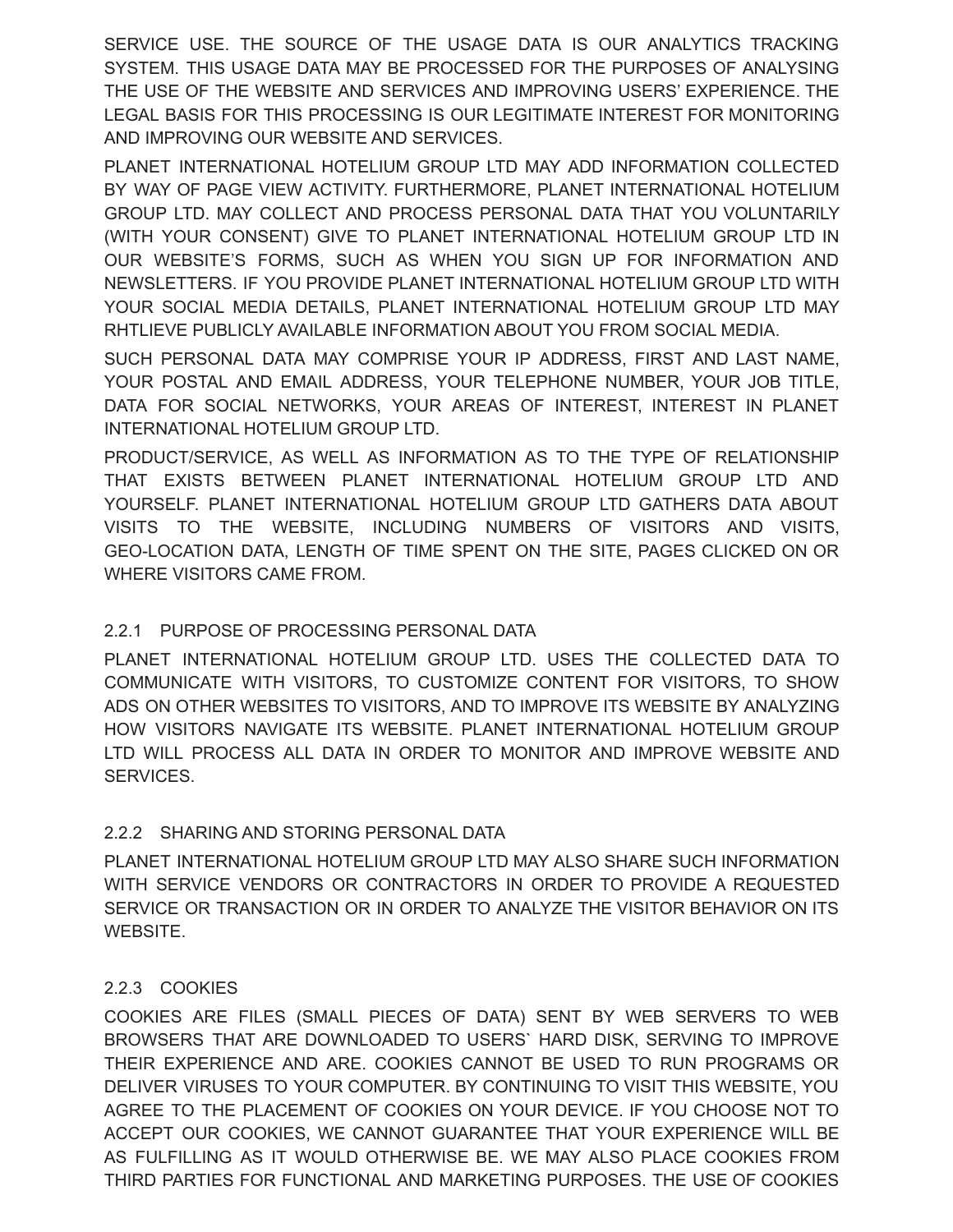SERVICE USE. THE SOURCE OF THE USAGE DATA IS OUR ANALYTICS TRACKING SYSTEM. THIS USAGE DATA MAY BE PROCESSED FOR THE PURPOSES OF ANALYSING THE USE OF THE WEBSITE AND SERVICES AND IMPROVING USERS' EXPERIENCE. THE LEGAL BASIS FOR THIS PROCESSING IS OUR LEGITIMATE INTEREST FOR MONITORING AND IMPROVING OUR WEBSITE AND SERVICES.

PLANET INTERNATIONAL HOTELIUM GROUP LTD MAY ADD INFORMATION COLLECTED BY WAY OF PAGE VIEW ACTIVITY. FURTHERMORE, PLANET INTERNATIONAL HOTELIUM GROUP LTD. MAY COLLECT AND PROCESS PERSONAL DATA THAT YOU VOLUNTARILY (WITH YOUR CONSENT) GIVE TO PLANET INTERNATIONAL HOTELIUM GROUP LTD IN OUR WEBSITE'S FORMS, SUCH AS WHEN YOU SIGN UP FOR INFORMATION AND NEWSLETTERS. IF YOU PROVIDE PLANET INTERNATIONAL HOTELIUM GROUP LTD WITH YOUR SOCIAL MEDIA DETAILS, PLANET INTERNATIONAL HOTELIUM GROUP LTD MAY RHTLIEVE PUBLICLY AVAILABLE INFORMATION ABOUT YOU FROM SOCIAL MEDIA.

SUCH PERSONAL DATA MAY COMPRISE YOUR IP ADDRESS, FIRST AND LAST NAME, YOUR POSTAL AND EMAIL ADDRESS, YOUR TELEPHONE NUMBER, YOUR JOB TITLE, DATA FOR SOCIAL NETWORKS, YOUR AREAS OF INTEREST, INTEREST IN PLANET INTERNATIONAL HOTELIUM GROUP LTD.

PRODUCT/SERVICE, AS WELL AS INFORMATION AS TO THE TYPE OF RELATIONSHIP THAT EXISTS BETWEEN PLANET INTERNATIONAL HOTELIUM GROUP LTD AND YOURSELF. PLANET INTERNATIONAL HOTELIUM GROUP LTD GATHERS DATA ABOUT VISITS TO THE WEBSITE, INCLUDING NUMBERS OF VISITORS AND VISITS, GEO-LOCATION DATA, LENGTH OF TIME SPENT ON THE SITE, PAGES CLICKED ON OR WHERE VISITORS CAME FROM.

### 2.2.1 PURPOSE OF PROCESSING PERSONAL DATA

PLANET INTERNATIONAL HOTELIUM GROUP LTD. USES THE COLLECTED DATA TO COMMUNICATE WITH VISITORS, TO CUSTOMIZE CONTENT FOR VISITORS, TO SHOW ADS ON OTHER WEBSITES TO VISITORS, AND TO IMPROVE ITS WEBSITE BY ANALYZING HOW VISITORS NAVIGATE ITS WEBSITE. PLANET INTERNATIONAL HOTELIUM GROUP LTD WILL PROCESS ALL DATA IN ORDER TO MONITOR AND IMPROVE WEBSITE AND SERVICES.

### 2.2.2 SHARING AND STORING PERSONAL DATA

PLANET INTERNATIONAL HOTELIUM GROUP LTD MAY ALSO SHARE SUCH INFORMATION WITH SERVICE VENDORS OR CONTRACTORS IN ORDER TO PROVIDE A REQUESTED SERVICE OR TRANSACTION OR IN ORDER TO ANALYZE THE VISITOR BEHAVIOR ON ITS WEBSITE.

### 2.2.3 COOKIES

COOKIES ARE FILES (SMALL PIECES OF DATA) SENT BY WEB SERVERS TO WEB BROWSERS THAT ARE DOWNLOADED TO USERS` HARD DISK, SERVING TO IMPROVE THEIR EXPERIENCE AND ARE. COOKIES CANNOT BE USED TO RUN PROGRAMS OR DELIVER VIRUSES TO YOUR COMPUTER. BY CONTINUING TO VISIT THIS WEBSITE, YOU AGREE TO THE PLACEMENT OF COOKIES ON YOUR DEVICE. IF YOU CHOOSE NOT TO ACCEPT OUR COOKIES, WE CANNOT GUARANTEE THAT YOUR EXPERIENCE WILL BE AS FULFILLING AS IT WOULD OTHERWISE BE. WE MAY ALSO PLACE COOKIES FROM THIRD PARTIES FOR FUNCTIONAL AND MARKETING PURPOSES. THE USE OF COOKIES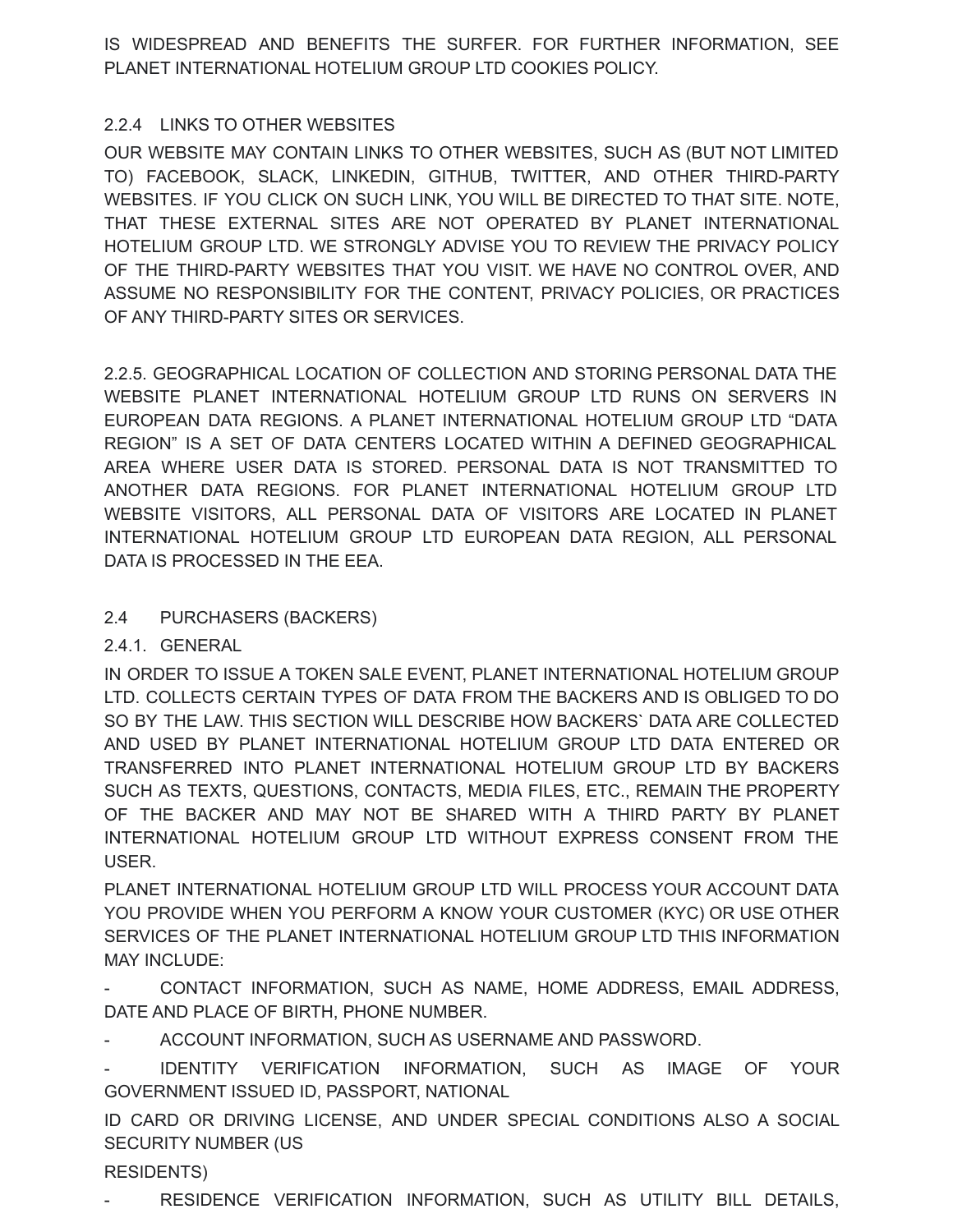IS WIDESPREAD AND BENEFITS THE SURFER. FOR FURTHER INFORMATION, SEE PLANET INTERNATIONAL HOTELIUM GROUP LTD COOKIES POLICY.

### 2.2.4 LINKS TO OTHER WEBSITES

OUR WEBSITE MAY CONTAIN LINKS TO OTHER WEBSITES, SUCH AS (BUT NOT LIMITED TO) FACEBOOK, SLACK, LINKEDIN, GITHUB, TWITTER, AND OTHER THIRD-PARTY WEBSITES. IF YOU CLICK ON SUCH LINK, YOU WILL BE DIRECTED TO THAT SITE. NOTE, THAT THESE EXTERNAL SITES ARE NOT OPERATED BY PLANET INTERNATIONAL HOTELIUM GROUP LTD. WE STRONGLY ADVISE YOU TO REVIEW THE PRIVACY POLICY OF THE THIRD-PARTY WEBSITES THAT YOU VISIT. WE HAVE NO CONTROL OVER, AND ASSUME NO RESPONSIBILITY FOR THE CONTENT, PRIVACY POLICIES, OR PRACTICES OF ANY THIRD-PARTY SITES OR SERVICES.

2.2.5. GEOGRAPHICAL LOCATION OF COLLECTION AND STORING PERSONAL DATA THE WEBSITE PLANET INTERNATIONAL HOTELIUM GROUP LTD RUNS ON SERVERS IN EUROPEAN DATA REGIONS. A PLANET INTERNATIONAL HOTELIUM GROUP LTD "DATA REGION" IS A SET OF DATA CENTERS LOCATED WITHIN A DEFINED GEOGRAPHICAL AREA WHERE USER DATA IS STORED. PERSONAL DATA IS NOT TRANSMITTED TO ANOTHER DATA REGIONS. FOR PLANET INTERNATIONAL HOTELIUM GROUP LTD WEBSITE VISITORS, ALL PERSONAL DATA OF VISITORS ARE LOCATED IN PLANET INTERNATIONAL HOTELIUM GROUP LTD EUROPEAN DATA REGION, ALL PERSONAL DATA IS PROCESSED IN THE EEA.

## 2.4 PURCHASERS (BACKERS)

### 2.4.1. GENERAL

IN ORDER TO ISSUE A TOKEN SALE EVENT, PLANET INTERNATIONAL HOTELIUM GROUP LTD. COLLECTS CERTAIN TYPES OF DATA FROM THE BACKERS AND IS OBLIGED TO DO SO BY THE LAW. THIS SECTION WILL DESCRIBE HOW BACKERS` DATA ARE COLLECTED AND USED BY PLANET INTERNATIONAL HOTELIUM GROUP LTD DATA ENTERED OR TRANSFERRED INTO PLANET INTERNATIONAL HOTELIUM GROUP LTD BY BACKERS SUCH AS TEXTS, QUESTIONS, CONTACTS, MEDIA FILES, ETC., REMAIN THE PROPERTY OF THE BACKER AND MAY NOT BE SHARED WITH A THIRD PARTY BY PLANET INTERNATIONAL HOTELIUM GROUP LTD WITHOUT EXPRESS CONSENT FROM THE USER.

PLANET INTERNATIONAL HOTELIUM GROUP LTD WILL PROCESS YOUR ACCOUNT DATA YOU PROVIDE WHEN YOU PERFORM A KNOW YOUR CUSTOMER (KYC) OR USE OTHER SERVICES OF THE PLANET INTERNATIONAL HOTELIUM GROUP LTD THIS INFORMATION MAY INCLUDE:

- CONTACT INFORMATION, SUCH AS NAME, HOME ADDRESS, EMAIL ADDRESS, DATE AND PLACE OF BIRTH, PHONE NUMBER.
- ACCOUNT INFORMATION, SUCH AS USERNAME AND PASSWORD.
- IDENTITY VERIFICATION INFORMATION, SUCH AS IMAGE OF YOUR GOVERNMENT ISSUED ID, PASSPORT, NATIONAL ID CARD OR DRIVING LICENSE, AND UNDER SPECIAL CONDITIONS ALSO A SOCIAL SECURITY NUMBER (US RESIDENTS)
- RESIDENCE VERIFICATION INFORMATION, SUCH AS UTILITY BILL DETAILS,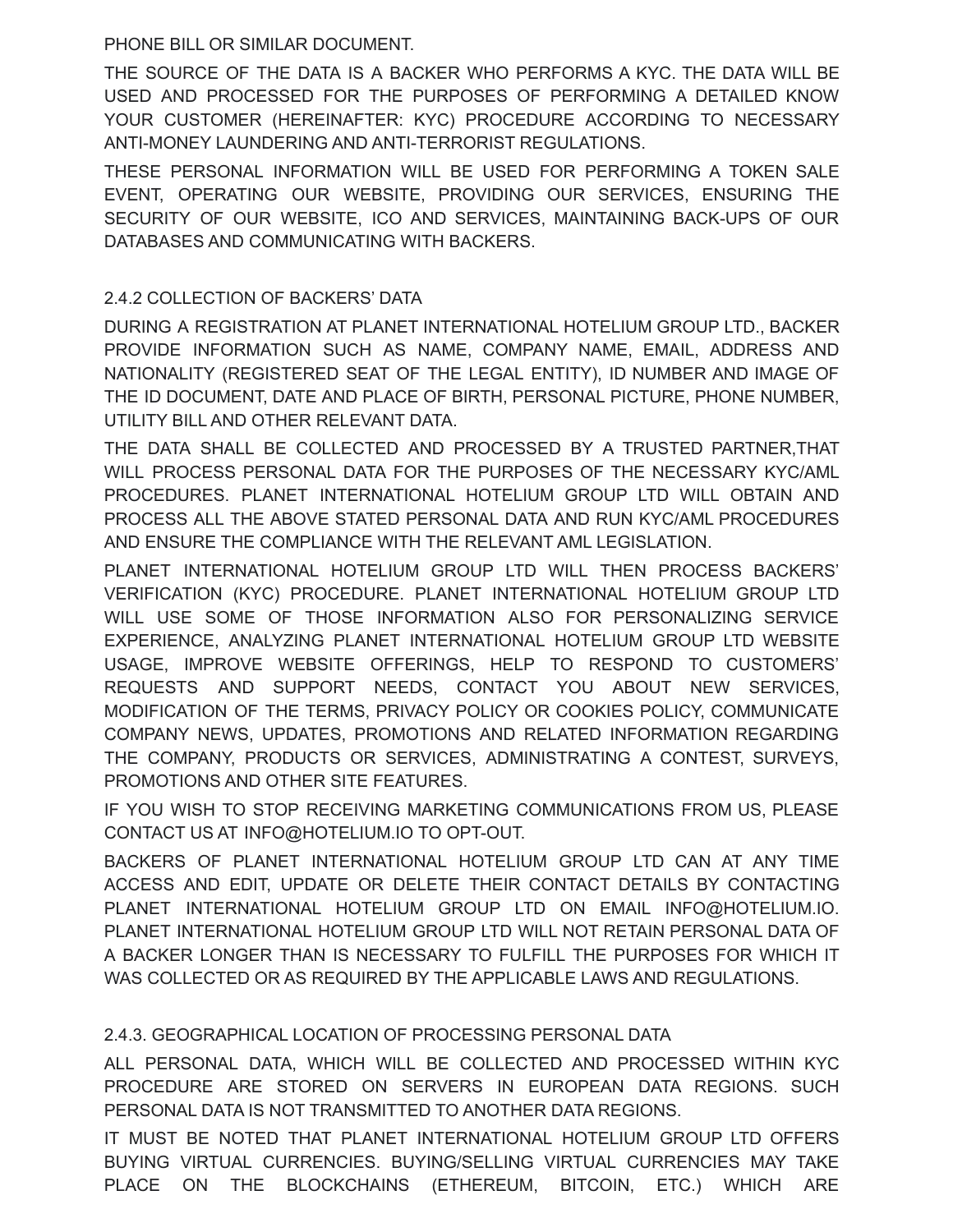PHONE BILL OR SIMILAR DOCUMENT.

THE SOURCE OF THE DATA IS A BACKER WHO PERFORMS A KYC. THE DATA WILL BE USED AND PROCESSED FOR THE PURPOSES OF PERFORMING A DETAILED KNOW YOUR CUSTOMER (HEREINAFTER: KYC) PROCEDURE ACCORDING TO NECESSARY ANTI-MONEY LAUNDERING AND ANTI-TERRORIST REGULATIONS.

THESE PERSONAL INFORMATION WILL BE USED FOR PERFORMING A TOKEN SALE EVENT, OPERATING OUR WEBSITE, PROVIDING OUR SERVICES, ENSURING THE SECURITY OF OUR WEBSITE, ICO AND SERVICES, MAINTAINING BACK-UPS OF OUR DATABASES AND COMMUNICATING WITH BACKERS.

### 2.4.2 COLLECTION OF BACKERS' DATA

DURING A REGISTRATION AT PLANET INTERNATIONAL HOTELIUM GROUP LTD., BACKER PROVIDE INFORMATION SUCH AS NAME, COMPANY NAME, EMAIL, ADDRESS AND NATIONALITY (REGISTERED SEAT OF THE LEGAL ENTITY), ID NUMBER AND IMAGE OF THE ID DOCUMENT, DATE AND PLACE OF BIRTH, PERSONAL PICTURE, PHONE NUMBER, UTILITY BILL AND OTHER RELEVANT DATA.

THE DATA SHALL BE COLLECTED AND PROCESSED BY A TRUSTED PARTNER,THAT WILL PROCESS PERSONAL DATA FOR THE PURPOSES OF THE NECESSARY KYC/AML PROCEDURES. PLANET INTERNATIONAL HOTELIUM GROUP LTD WILL OBTAIN AND PROCESS ALL THE ABOVE STATED PERSONAL DATA AND RUN KYC/AML PROCEDURES AND ENSURE THE COMPLIANCE WITH THE RELEVANT AML LEGISLATION.

PLANET INTERNATIONAL HOTELIUM GROUP LTD WILL THEN PROCESS BACKERS' VERIFICATION (KYC) PROCEDURE. PLANET INTERNATIONAL HOTELIUM GROUP LTD WILL USE SOME OF THOSE INFORMATION ALSO FOR PERSONALIZING SERVICE EXPERIENCE, ANALYZING PLANET INTERNATIONAL HOTELIUM GROUP LTD WEBSITE USAGE, IMPROVE WEBSITE OFFERINGS, HELP TO RESPOND TO CUSTOMERS' REQUESTS AND SUPPORT NEEDS, CONTACT YOU ABOUT NEW SERVICES, MODIFICATION OF THE TERMS, PRIVACY POLICY OR COOKIES POLICY, COMMUNICATE COMPANY NEWS, UPDATES, PROMOTIONS AND RELATED INFORMATION REGARDING THE COMPANY, PRODUCTS OR SERVICES, ADMINISTRATING A CONTEST, SURVEYS, PROMOTIONS AND OTHER SITE FEATURES.

IF YOU WISH TO STOP RECEIVING MARKETING COMMUNICATIONS FROM US, PLEASE CONTACT US AT INFO@HOTELIUM.IO TO OPT-OUT.

BACKERS OF PLANET INTERNATIONAL HOTELIUM GROUP LTD CAN AT ANY TIME ACCESS AND EDIT, UPDATE OR DELETE THEIR CONTACT DETAILS BY CONTACTING PLANET INTERNATIONAL HOTELIUM GROUP LTD ON EMAIL INFO@HOTELIUM.IO. PLANET INTERNATIONAL HOTELIUM GROUP LTD WILL NOT RETAIN PERSONAL DATA OF A BACKER LONGER THAN IS NECESSARY TO FULFILL THE PURPOSES FOR WHICH IT WAS COLLECTED OR AS REQUIRED BY THE APPLICABLE LAWS AND REGULATIONS.

### 2.4.3. GEOGRAPHICAL LOCATION OF PROCESSING PERSONAL DATA

ALL PERSONAL DATA, WHICH WILL BE COLLECTED AND PROCESSED WITHIN KYC PROCEDURE ARE STORED ON SERVERS IN EUROPEAN DATA REGIONS. SUCH PERSONAL DATA IS NOT TRANSMITTED TO ANOTHER DATA REGIONS.

IT MUST BE NOTED THAT PLANET INTERNATIONAL HOTELIUM GROUP LTD OFFERS BUYING VIRTUAL CURRENCIES. BUYING/SELLING VIRTUAL CURRENCIES MAY TAKE PLACE ON THE BLOCKCHAINS (ETHEREUM, BITCOIN, ETC.) WHICH ARE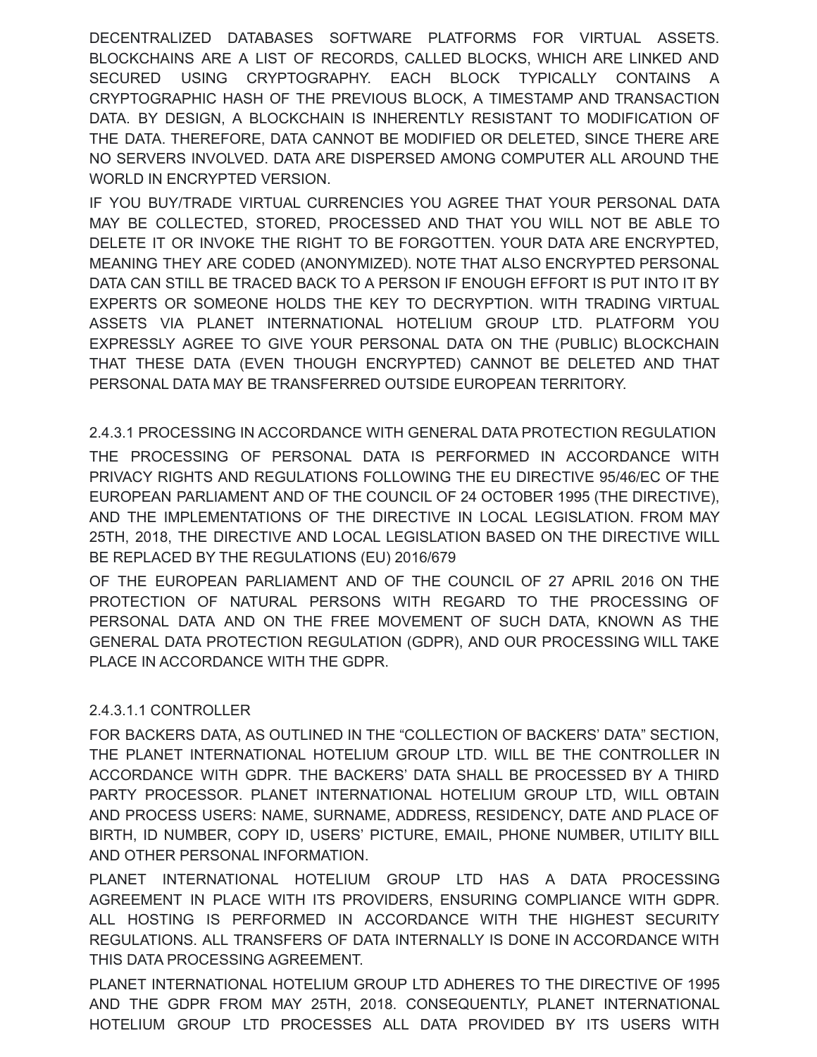DECENTRALIZED DATABASES SOFTWARE PLATFORMS FOR VIRTUAL ASSETS. BLOCKCHAINS ARE A LIST OF RECORDS, CALLED BLOCKS, WHICH ARE LINKED AND SECURED USING CRYPTOGRAPHY. EACH BLOCK TYPICALLY CONTAINS A CRYPTOGRAPHIC HASH OF THE PREVIOUS BLOCK, A TIMESTAMP AND TRANSACTION DATA. BY DESIGN, A BLOCKCHAIN IS INHERENTLY RESISTANT TO MODIFICATION OF THE DATA. THEREFORE, DATA CANNOT BE MODIFIED OR DELETED, SINCE THERE ARE NO SERVERS INVOLVED. DATA ARE DISPERSED AMONG COMPUTER ALL AROUND THE WORLD IN ENCRYPTED VERSION.

IF YOU BUY/TRADE VIRTUAL CURRENCIES YOU AGREE THAT YOUR PERSONAL DATA MAY BE COLLECTED, STORED, PROCESSED AND THAT YOU WILL NOT BE ABLE TO DELETE IT OR INVOKE THE RIGHT TO BE FORGOTTEN. YOUR DATA ARE ENCRYPTED, MEANING THEY ARE CODED (ANONYMIZED). NOTE THAT ALSO ENCRYPTED PERSONAL DATA CAN STILL BE TRACED BACK TO A PERSON IF ENOUGH EFFORT IS PUT INTO IT BY EXPERTS OR SOMEONE HOLDS THE KEY TO DECRYPTION. WITH TRADING VIRTUAL ASSETS VIA PLANET INTERNATIONAL HOTELIUM GROUP LTD. PLATFORM YOU EXPRESSLY AGREE TO GIVE YOUR PERSONAL DATA ON THE (PUBLIC) BLOCKCHAIN THAT THESE DATA (EVEN THOUGH ENCRYPTED) CANNOT BE DELETED AND THAT PERSONAL DATA MAY BE TRANSFERRED OUTSIDE EUROPEAN TERRITORY.

#### 2.4.3.1 PROCESSING IN ACCORDANCE WITH GENERAL DATA PROTECTION REGULATION

THE PROCESSING OF PERSONAL DATA IS PERFORMED IN ACCORDANCE WITH PRIVACY RIGHTS AND REGULATIONS FOLLOWING THE EU DIRECTIVE 95/46/EC OF THE EUROPEAN PARLIAMENT AND OF THE COUNCIL OF 24 OCTOBER 1995 (THE DIRECTIVE), AND THE IMPLEMENTATIONS OF THE DIRECTIVE IN LOCAL LEGISLATION. FROM MAY 25TH, 2018, THE DIRECTIVE AND LOCAL LEGISLATION BASED ON THE DIRECTIVE WILL BE REPLACED BY THE REGULATIONS (EU) 2016/679

OF THE EUROPEAN PARLIAMENT AND OF THE COUNCIL OF 27 APRIL 2016 ON THE PROTECTION OF NATURAL PERSONS WITH REGARD TO THE PROCESSING OF PERSONAL DATA AND ON THE FREE MOVEMENT OF SUCH DATA, KNOWN AS THE GENERAL DATA PROTECTION REGULATION (GDPR), AND OUR PROCESSING WILL TAKE PLACE IN ACCORDANCE WITH THE GDPR.

##### 2.4.3.1.1 CONTROLLER

FOR BACKERS DATA, AS OUTLINED IN THE “COLLECTION OF BACKERS’ DATA” SECTION, THE PLANET INTERNATIONAL HOTELIUM GROUP LTD. WILL BE THE CONTROLLER IN ACCORDANCE WITH GDPR. THE BACKERS’ DATA SHALL BE PROCESSED BY A THIRD PARTY PROCESSOR. PLANET INTERNATIONAL HOTELIUM GROUP LTD, WILL OBTAIN AND PROCESS USERS: NAME, SURNAME, ADDRESS, RESIDENCY, DATE AND PLACE OF BIRTH, ID NUMBER, COPY ID, USERS’ PICTURE, EMAIL, PHONE NUMBER, UTILITY BILL AND OTHER PERSONAL INFORMATION.

PLANET INTERNATIONAL HOTELIUM GROUP LTD HAS A DATA PROCESSING AGREEMENT IN PLACE WITH ITS PROVIDERS, ENSURING COMPLIANCE WITH GDPR. ALL HOSTING IS PERFORMED IN ACCORDANCE WITH THE HIGHEST SECURITY REGULATIONS. ALL TRANSFERS OF DATA INTERNALLY IS DONE IN ACCORDANCE WITH THIS DATA PROCESSING AGREEMENT.

PLANET INTERNATIONAL HOTELIUM GROUP LTD ADHERES TO THE DIRECTIVE OF 1995 AND THE GDPR FROM MAY 25TH, 2018. CONSEQUENTLY, PLANET INTERNATIONAL HOTELIUM GROUP LTD PROCESSES ALL DATA PROVIDED BY ITS USERS WITH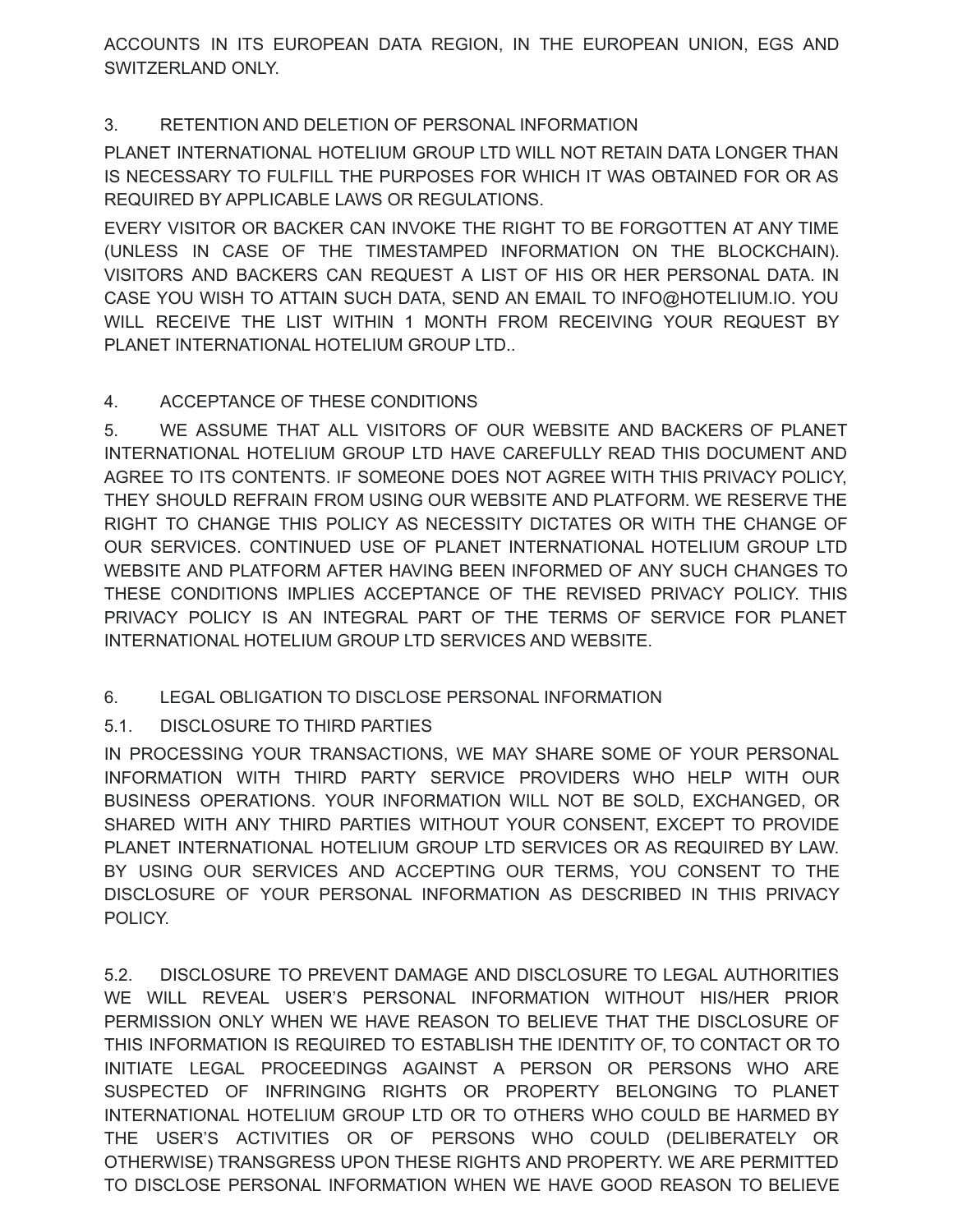ACCOUNTS IN ITS EUROPEAN DATA REGION, IN THE EUROPEAN UNION, EGS AND SWITZERLAND ONLY.

## 3. RETENTION AND DELETION OF PERSONAL INFORMATION

PLANET INTERNATIONAL HOTELIUM GROUP LTD WILL NOT RETAIN DATA LONGER THAN IS NECESSARY TO FULFILL THE PURPOSES FOR WHICH IT WAS OBTAINED FOR OR AS REQUIRED BY APPLICABLE LAWS OR REGULATIONS.

EVERY VISITOR OR BACKER CAN INVOKE THE RIGHT TO BE FORGOTTEN AT ANY TIME (UNLESS IN CASE OF THE TIMESTAMPED INFORMATION ON THE BLOCKCHAIN). VISITORS AND BACKERS CAN REQUEST A LIST OF HIS OR HER PERSONAL DATA. IN CASE YOU WISH TO ATTAIN SUCH DATA, SEND AN EMAIL TO INFO@HOTELIUM.IO. YOU WILL RECEIVE THE LIST WITHIN 1 MONTH FROM RECEIVING YOUR REQUEST BY PLANET INTERNATIONAL HOTELIUM GROUP LTD..

## 4. ACCEPTANCE OF THESE CONDITIONS

5. WE ASSUME THAT ALL VISITORS OF OUR WEBSITE AND BACKERS OF PLANET INTERNATIONAL HOTELIUM GROUP LTD HAVE CAREFULLY READ THIS DOCUMENT AND AGREE TO ITS CONTENTS. IF SOMEONE DOES NOT AGREE WITH THIS PRIVACY POLICY, THEY SHOULD REFRAIN FROM USING OUR WEBSITE AND PLATFORM. WE RESERVE THE RIGHT TO CHANGE THIS POLICY AS NECESSITY DICTATES OR WITH THE CHANGE OF OUR SERVICES. CONTINUED USE OF PLANET INTERNATIONAL HOTELIUM GROUP LTD WEBSITE AND PLATFORM AFTER HAVING BEEN INFORMED OF ANY SUCH CHANGES TO THESE CONDITIONS IMPLIES ACCEPTANCE OF THE REVISED PRIVACY POLICY. THIS PRIVACY POLICY IS AN INTEGRAL PART OF THE TERMS OF SERVICE FOR PLANET INTERNATIONAL HOTELIUM GROUP LTD SERVICES AND WEBSITE.

## 6. LEGAL OBLIGATION TO DISCLOSE PERSONAL INFORMATION

### 5.1. DISCLOSURE TO THIRD PARTIES

IN PROCESSING YOUR TRANSACTIONS, WE MAY SHARE SOME OF YOUR PERSONAL INFORMATION WITH THIRD PARTY SERVICE PROVIDERS WHO HELP WITH OUR BUSINESS OPERATIONS. YOUR INFORMATION WILL NOT BE SOLD, EXCHANGED, OR SHARED WITH ANY THIRD PARTIES WITHOUT YOUR CONSENT, EXCEPT TO PROVIDE PLANET INTERNATIONAL HOTELIUM GROUP LTD SERVICES OR AS REQUIRED BY LAW. BY USING OUR SERVICES AND ACCEPTING OUR TERMS, YOU CONSENT TO THE DISCLOSURE OF YOUR PERSONAL INFORMATION AS DESCRIBED IN THIS PRIVACY POLICY.

### 5.2. DISCLOSURE TO PREVENT DAMAGE AND DISCLOSURE TO LEGAL AUTHORITIES

WE WILL REVEAL USER'S PERSONAL INFORMATION WITHOUT HIS/HER PRIOR PERMISSION ONLY WHEN WE HAVE REASON TO BELIEVE THAT THE DISCLOSURE OF THIS INFORMATION IS REQUIRED TO ESTABLISH THE IDENTITY OF, TO CONTACT OR TO INITIATE LEGAL PROCEEDINGS AGAINST A PERSON OR PERSONS WHO ARE SUSPECTED OF INFRINGING RIGHTS OR PROPERTY BELONGING TO PLANET INTERNATIONAL HOTELIUM GROUP LTD OR TO OTHERS WHO COULD BE HARMED BY THE USER'S ACTIVITIES OR OF PERSONS WHO COULD (DELIBERATELY OR OTHERWISE) TRANSGRESS UPON THESE RIGHTS AND PROPERTY. WE ARE PERMITTED TO DISCLOSE PERSONAL INFORMATION WHEN WE HAVE GOOD REASON TO BELIEVE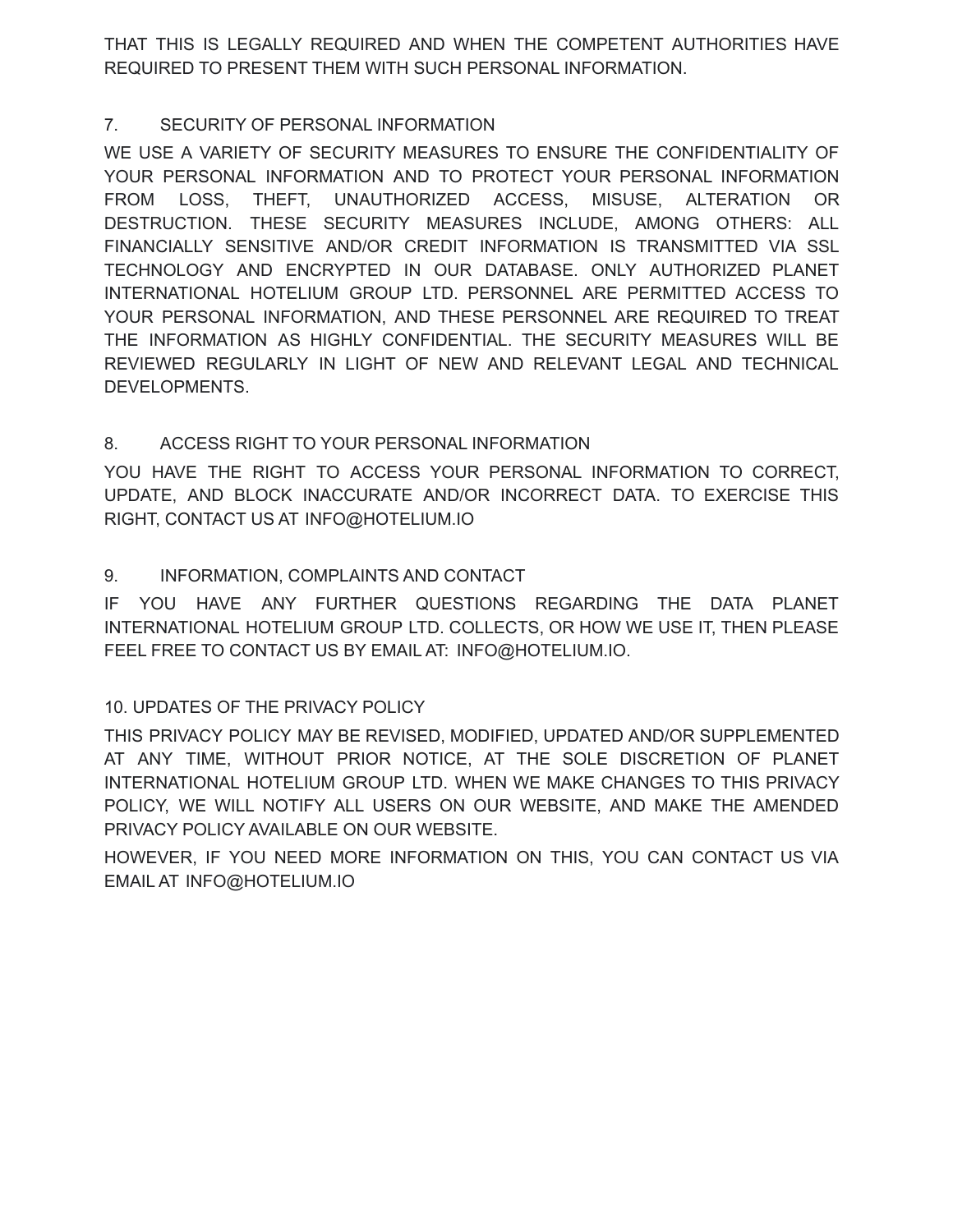THAT THIS IS LEGALLY REQUIRED AND WHEN THE COMPETENT AUTHORITIES HAVE REQUIRED TO PRESENT THEM WITH SUCH PERSONAL INFORMATION.

## 7. SECURITY OF PERSONAL INFORMATION

WE USE A VARIETY OF SECURITY MEASURES TO ENSURE THE CONFIDENTIALITY OF YOUR PERSONAL INFORMATION AND TO PROTECT YOUR PERSONAL INFORMATION FROM LOSS, THEFT, UNAUTHORIZED ACCESS, MISUSE, ALTERATION OR DESTRUCTION. THESE SECURITY MEASURES INCLUDE, AMONG OTHERS: ALL FINANCIALLY SENSITIVE AND/OR CREDIT INFORMATION IS TRANSMITTED VIA SSL TECHNOLOGY AND ENCRYPTED IN OUR DATABASE. ONLY AUTHORIZED PLANET INTERNATIONAL HOTELIUM GROUP LTD. PERSONNEL ARE PERMITTED ACCESS TO YOUR PERSONAL INFORMATION, AND THESE PERSONNEL ARE REQUIRED TO TREAT THE INFORMATION AS HIGHLY CONFIDENTIAL. THE SECURITY MEASURES WILL BE REVIEWED REGULARLY IN LIGHT OF NEW AND RELEVANT LEGAL AND TECHNICAL DEVELOPMENTS.

## 8. ACCESS RIGHT TO YOUR PERSONAL INFORMATION

YOU HAVE THE RIGHT TO ACCESS YOUR PERSONAL INFORMATION TO CORRECT, UPDATE, AND BLOCK INACCURATE AND/OR INCORRECT DATA. TO EXERCISE THIS RIGHT, CONTACT US AT INFO@HOTELIUM.IO

## 9. INFORMATION, COMPLAINTS AND CONTACT

IF YOU HAVE ANY FURTHER QUESTIONS REGARDING THE DATA PLANET INTERNATIONAL HOTELIUM GROUP LTD. COLLECTS, OR HOW WE USE IT, THEN PLEASE FEEL FREE TO CONTACT US BY EMAIL AT: INFO@HOTELIUM.IO.

## 10. UPDATES OF THE PRIVACY POLICY

THIS PRIVACY POLICY MAY BE REVISED, MODIFIED, UPDATED AND/OR SUPPLEMENTED AT ANY TIME, WITHOUT PRIOR NOTICE, AT THE SOLE DISCRETION OF PLANET INTERNATIONAL HOTELIUM GROUP LTD. WHEN WE MAKE CHANGES TO THIS PRIVACY POLICY, WE WILL NOTIFY ALL USERS ON OUR WEBSITE, AND MAKE THE AMENDED PRIVACY POLICY AVAILABLE ON OUR WEBSITE.

HOWEVER, IF YOU NEED MORE INFORMATION ON THIS, YOU CAN CONTACT US VIA EMAIL AT INFO@HOTELIUM.IO